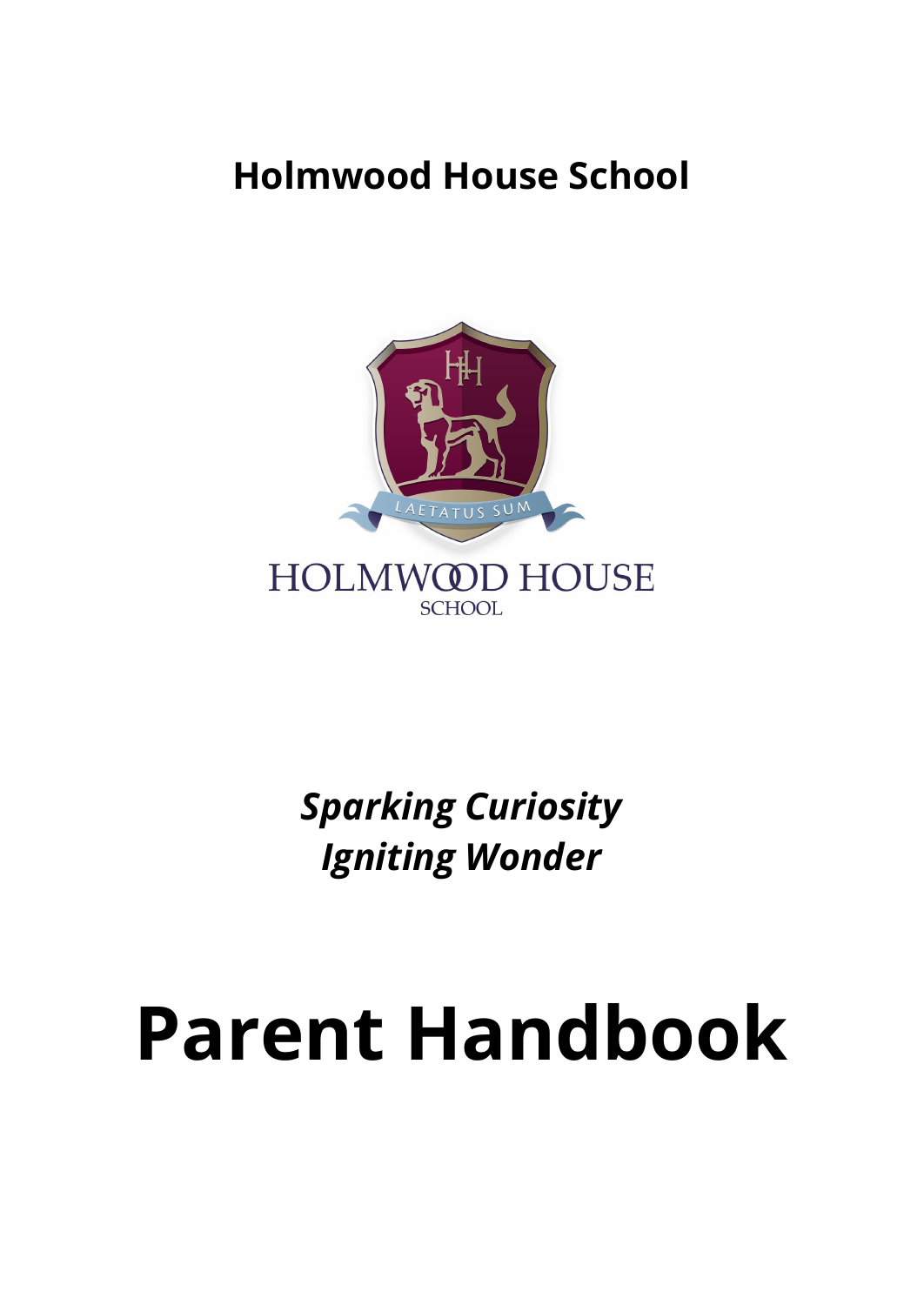**Holmwood House School**

*Sparking Curiosity*
*Igniting Wonder*

# Parent Handbook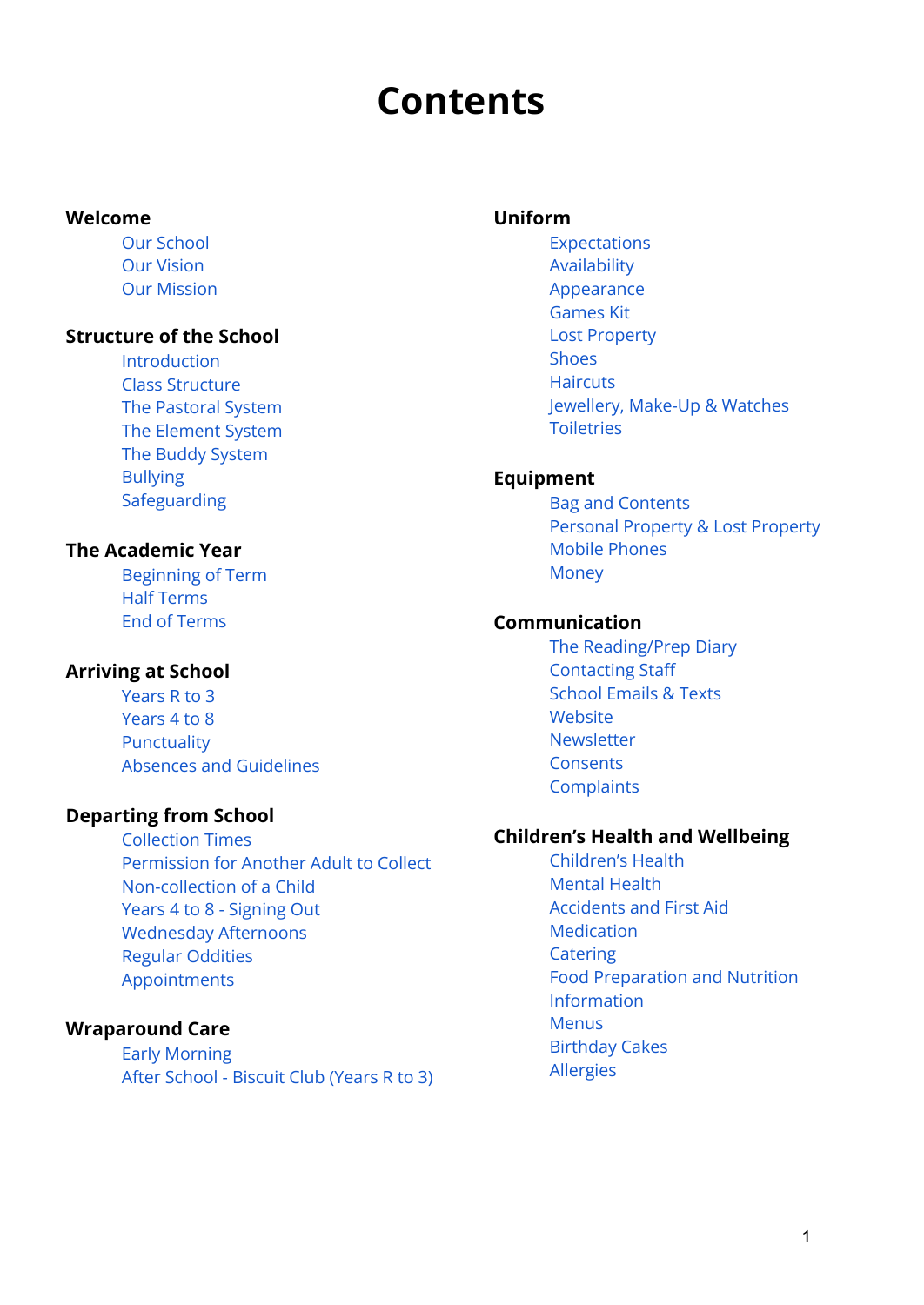# Contents

**Welcome**

- Our School
- Our Vision
- Our Mission

**Structure of the School**

- Introduction
- Class Structure
- The Pastoral System
- The Element System
- The Buddy System
- Bullying
- Safeguarding

**The Academic Year**

- Beginning of Term
- Half Terms
- End of Terms

**Arriving at School**

- Years R to 3
- Years 4 to 8
- Punctuality
- Absences and Guidelines

**Departing from School**

- Collection Times
- Permission for Another Adult to Collect
- Non-collection of a Child
- Years 4 to 8 - Signing Out
- Wednesday Afternoons
- Regular Oddities
- Appointments

**Wraparound Care**

- Early Morning
- After School - Biscuit Club (Years R to 3)

**Uniform**

- Expectations
- Availability
- Appearance
- Games Kit
- Lost Property
- Shoes
- Haircuts
- Jewellery, Make-Up & Watches
- Toiletries

**Equipment**

- Bag and Contents
- Personal Property & Lost Property
- Mobile Phones
- Money

**Communication**

- The Reading/Prep Diary
- Contacting Staff
- School Emails & Texts
- Website
- Newsletter
- Consents
- Complaints

**Children's Health and Wellbeing**

- Children's Health
- Mental Health
- Accidents and First Aid
- Medication
- Catering
- Food Preparation and Nutrition
- Information
- Menus
- Birthday Cakes
- Allergies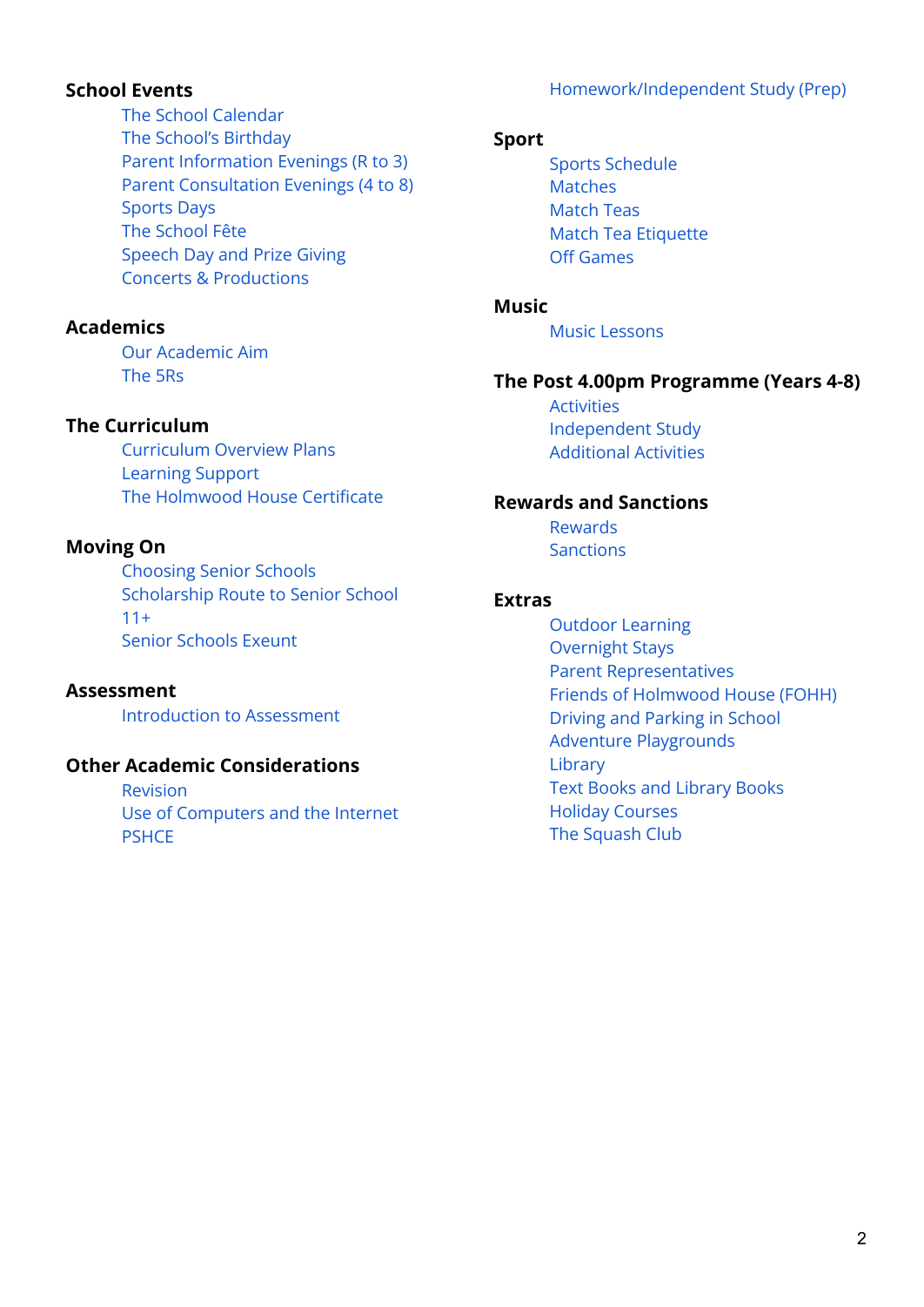## School Events

- The School Calendar
- The School's Birthday
- Parent Information Evenings (R to 3)
- Parent Consultation Evenings (4 to 8)
- Sports Days
- The School Fête
- Speech Day and Prize Giving
- Concerts & Productions

## Academics

- Our Academic Aim
- The 5Rs

## The Curriculum

- Curriculum Overview Plans
- Learning Support
- The Holmwood House Certificate

## Moving On

- Choosing Senior Schools
- Scholarship Route to Senior School
- 11+
- Senior Schools Exeunt

## Assessment

- Introduction to Assessment

## Other Academic Considerations

- Revision
- Use of Computers and the Internet
- PSHCE
- Homework/Independent Study (Prep)

## Sport

- Sports Schedule
- Matches
- Match Teas
- Match Tea Etiquette
- Off Games

## Music

- Music Lessons

## The Post 4.00pm Programme (Years 4-8)

- Activities
- Independent Study
- Additional Activities

## Rewards and Sanctions

- Rewards
- Sanctions

## Extras

- Outdoor Learning
- Overnight Stays
- Parent Representatives
- Friends of Holmwood House (FOHH)
- Driving and Parking in School
- Adventure Playgrounds
- Library
- Text Books and Library Books
- Holiday Courses
- The Squash Club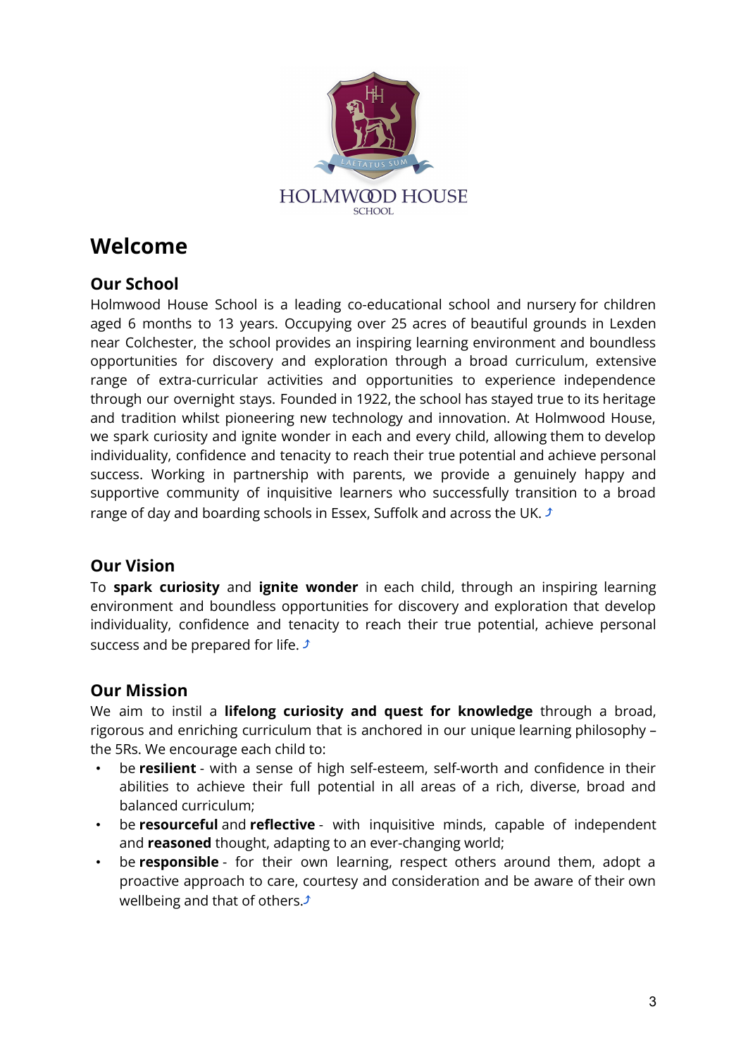# Welcome

## Our School

Holmwood House School is a leading co-educational school and nursery for children aged 6 months to 13 years. Occupying over 25 acres of beautiful grounds in Lexden near Colchester, the school provides an inspiring learning environment and boundless opportunities for discovery and exploration through a broad curriculum, extensive range of extra-curricular activities and opportunities to experience independence through our overnight stays. Founded in 1922, the school has stayed true to its heritage and tradition whilst pioneering new technology and innovation. At Holmwood House, we spark curiosity and ignite wonder in each and every child, allowing them to develop individuality, confidence and tenacity to reach their true potential and achieve personal success. Working in partnership with parents, we provide a genuinely happy and supportive community of inquisitive learners who successfully transition to a broad range of day and boarding schools in Essex, Suffolk and across the UK. ⤴

## Our Vision

To **spark curiosity** and **ignite wonder** in each child, through an inspiring learning environment and boundless opportunities for discovery and exploration that develop individuality, confidence and tenacity to reach their true potential, achieve personal success and be prepared for life. ⤴

## Our Mission

We aim to instil a **lifelong curiosity and quest for knowledge** through a broad, rigorous and enriching curriculum that is anchored in our unique learning philosophy – the 5Rs. We encourage each child to:

- be **resilient** - with a sense of high self-esteem, self-worth and confidence in their abilities to achieve their full potential in all areas of a rich, diverse, broad and balanced curriculum;
- be **resourceful** and **reflective** - with inquisitive minds, capable of independent and **reasoned** thought, adapting to an ever-changing world;
- be **responsible** - for their own learning, respect others around them, adopt a proactive approach to care, courtesy and consideration and be aware of their own wellbeing and that of others.⤴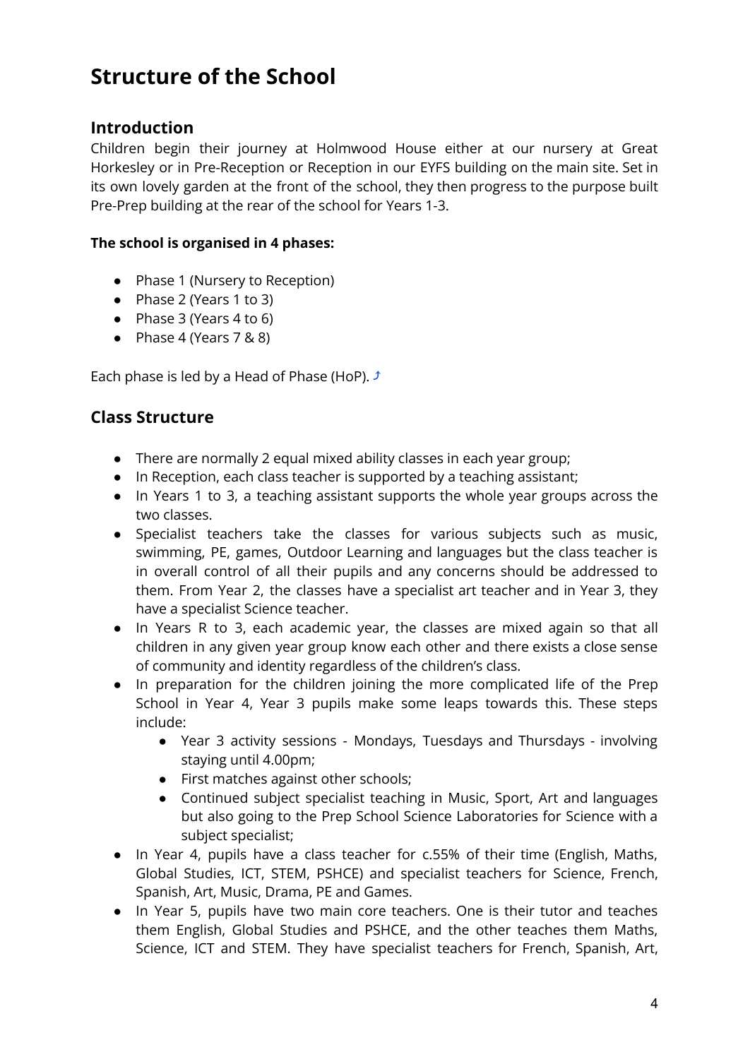# Structure of the School

## Introduction

Children begin their journey at Holmwood House either at our nursery at Great Horkesley or in Pre-Reception or Reception in our EYFS building on the main site. Set in its own lovely garden at the front of the school, they then progress to the purpose built Pre-Prep building at the rear of the school for Years 1-3.

**The school is organised in 4 phases:**

- Phase 1 (Nursery to Reception)
- Phase 2 (Years 1 to 3)
- Phase 3 (Years 4 to 6)
- Phase 4 (Years 7 & 8)

Each phase is led by a Head of Phase (HoP). ⤴

## Class Structure

- There are normally 2 equal mixed ability classes in each year group;
- In Reception, each class teacher is supported by a teaching assistant;
- In Years 1 to 3, a teaching assistant supports the whole year groups across the two classes.
- Specialist teachers take the classes for various subjects such as music, swimming, PE, games, Outdoor Learning and languages but the class teacher is in overall control of all their pupils and any concerns should be addressed to them. From Year 2, the classes have a specialist art teacher and in Year 3, they have a specialist Science teacher.
- In Years R to 3, each academic year, the classes are mixed again so that all children in any given year group know each other and there exists a close sense of community and identity regardless of the children's class.
- In preparation for the children joining the more complicated life of the Prep School in Year 4, Year 3 pupils make some leaps towards this. These steps include:
    - Year 3 activity sessions - Mondays, Tuesdays and Thursdays - involving staying until 4.00pm;
    - First matches against other schools;
    - Continued subject specialist teaching in Music, Sport, Art and languages but also going to the Prep School Science Laboratories for Science with a subject specialist;
- In Year 4, pupils have a class teacher for c.55% of their time (English, Maths, Global Studies, ICT, STEM, PSHCE) and specialist teachers for Science, French, Spanish, Art, Music, Drama, PE and Games.
- In Year 5, pupils have two main core teachers. One is their tutor and teaches them English, Global Studies and PSHCE, and the other teaches them Maths, Science, ICT and STEM. They have specialist teachers for French, Spanish, Art,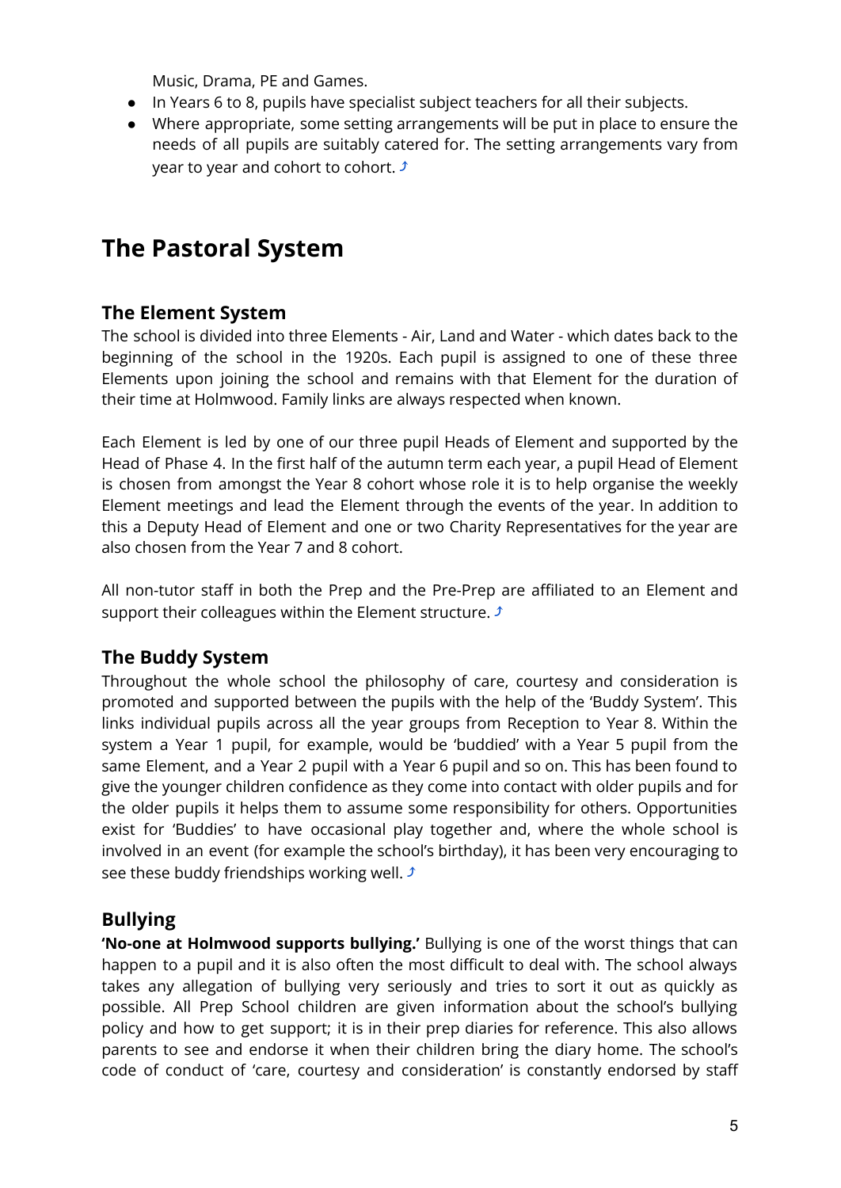Music, Drama, PE and Games.

- In Years 6 to 8, pupils have specialist subject teachers for all their subjects.
- Where appropriate, some setting arrangements will be put in place to ensure the needs of all pupils are suitably catered for. The setting arrangements vary from year to year and cohort to cohort. ⤴

# The Pastoral System

## The Element System

The school is divided into three Elements - Air, Land and Water - which dates back to the beginning of the school in the 1920s. Each pupil is assigned to one of these three Elements upon joining the school and remains with that Element for the duration of their time at Holmwood. Family links are always respected when known.

Each Element is led by one of our three pupil Heads of Element and supported by the Head of Phase 4. In the first half of the autumn term each year, a pupil Head of Element is chosen from amongst the Year 8 cohort whose role it is to help organise the weekly Element meetings and lead the Element through the events of the year. In addition to this a Deputy Head of Element and one or two Charity Representatives for the year are also chosen from the Year 7 and 8 cohort.

All non-tutor staff in both the Prep and the Pre-Prep are affiliated to an Element and support their colleagues within the Element structure. ⤴

## The Buddy System

Throughout the whole school the philosophy of care, courtesy and consideration is promoted and supported between the pupils with the help of the 'Buddy System'. This links individual pupils across all the year groups from Reception to Year 8. Within the system a Year 1 pupil, for example, would be 'buddied' with a Year 5 pupil from the same Element, and a Year 2 pupil with a Year 6 pupil and so on. This has been found to give the younger children confidence as they come into contact with older pupils and for the older pupils it helps them to assume some responsibility for others. Opportunities exist for 'Buddies' to have occasional play together and, where the whole school is involved in an event (for example the school's birthday), it has been very encouraging to see these buddy friendships working well. ⤴

## Bullying

**'No-one at Holmwood supports bullying.'** Bullying is one of the worst things that can happen to a pupil and it is also often the most difficult to deal with. The school always takes any allegation of bullying very seriously and tries to sort it out as quickly as possible. All Prep School children are given information about the school's bullying policy and how to get support; it is in their prep diaries for reference. This also allows parents to see and endorse it when their children bring the diary home. The school's code of conduct of 'care, courtesy and consideration' is constantly endorsed by staff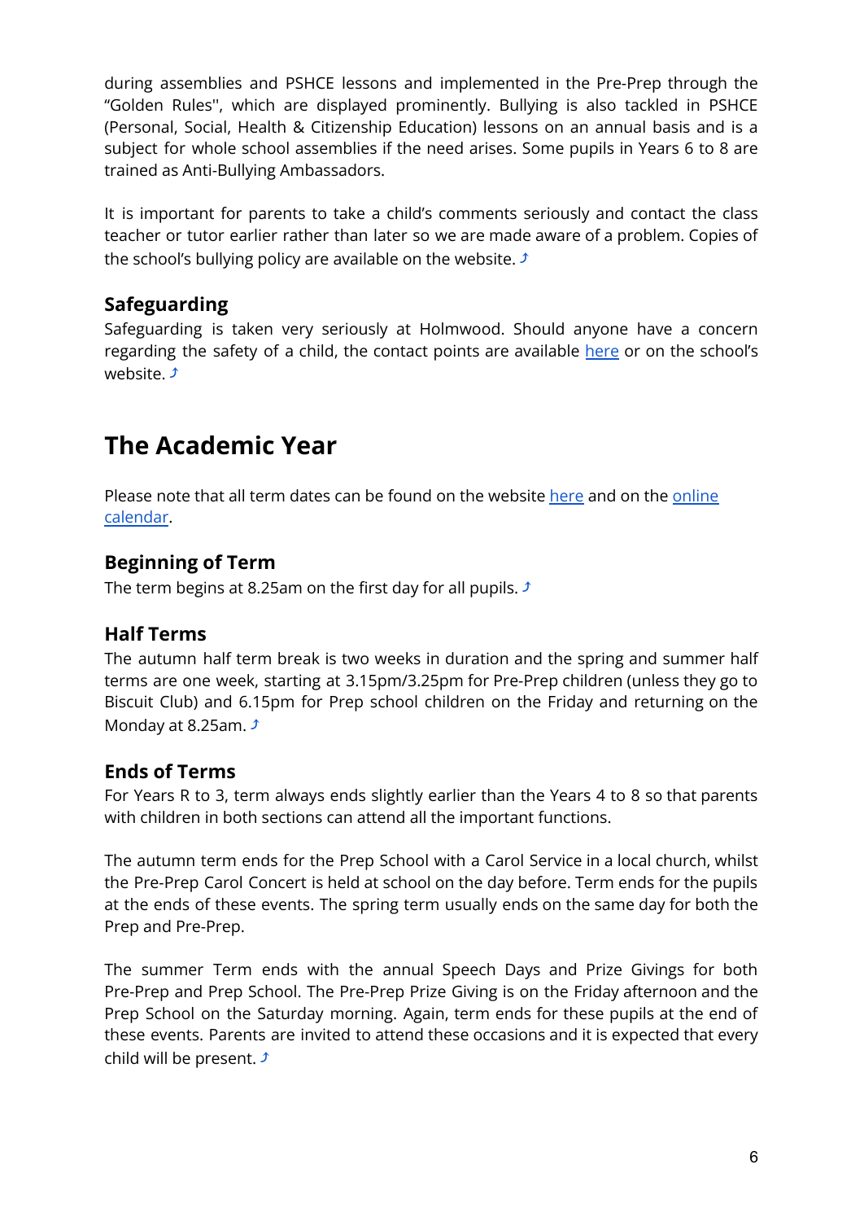during assemblies and PSHCE lessons and implemented in the Pre-Prep through the "Golden Rules", which are displayed prominently. Bullying is also tackled in PSHCE (Personal, Social, Health & Citizenship Education) lessons on an annual basis and is a subject for whole school assemblies if the need arises. Some pupils in Years 6 to 8 are trained as Anti-Bullying Ambassadors.

It is important for parents to take a child's comments seriously and contact the class teacher or tutor earlier rather than later so we are made aware of a problem. Copies of the school's bullying policy are available on the website. ⤴

### Safeguarding

Safeguarding is taken very seriously at Holmwood. Should anyone have a concern regarding the safety of a child, the contact points are available here or on the school's website. ⤴

## The Academic Year

Please note that all term dates can be found on the website here and on the online calendar.

### Beginning of Term

The term begins at 8.25am on the first day for all pupils. ⤴

### Half Terms

The autumn half term break is two weeks in duration and the spring and summer half terms are one week, starting at 3.15pm/3.25pm for Pre-Prep children (unless they go to Biscuit Club) and 6.15pm for Prep school children on the Friday and returning on the Monday at 8.25am. ⤴

### Ends of Terms

For Years R to 3, term always ends slightly earlier than the Years 4 to 8 so that parents with children in both sections can attend all the important functions.

The autumn term ends for the Prep School with a Carol Service in a local church, whilst the Pre-Prep Carol Concert is held at school on the day before. Term ends for the pupils at the ends of these events. The spring term usually ends on the same day for both the Prep and Pre-Prep.

The summer Term ends with the annual Speech Days and Prize Givings for both Pre-Prep and Prep School. The Pre-Prep Prize Giving is on the Friday afternoon and the Prep School on the Saturday morning. Again, term ends for these pupils at the end of these events. Parents are invited to attend these occasions and it is expected that every child will be present. ⤴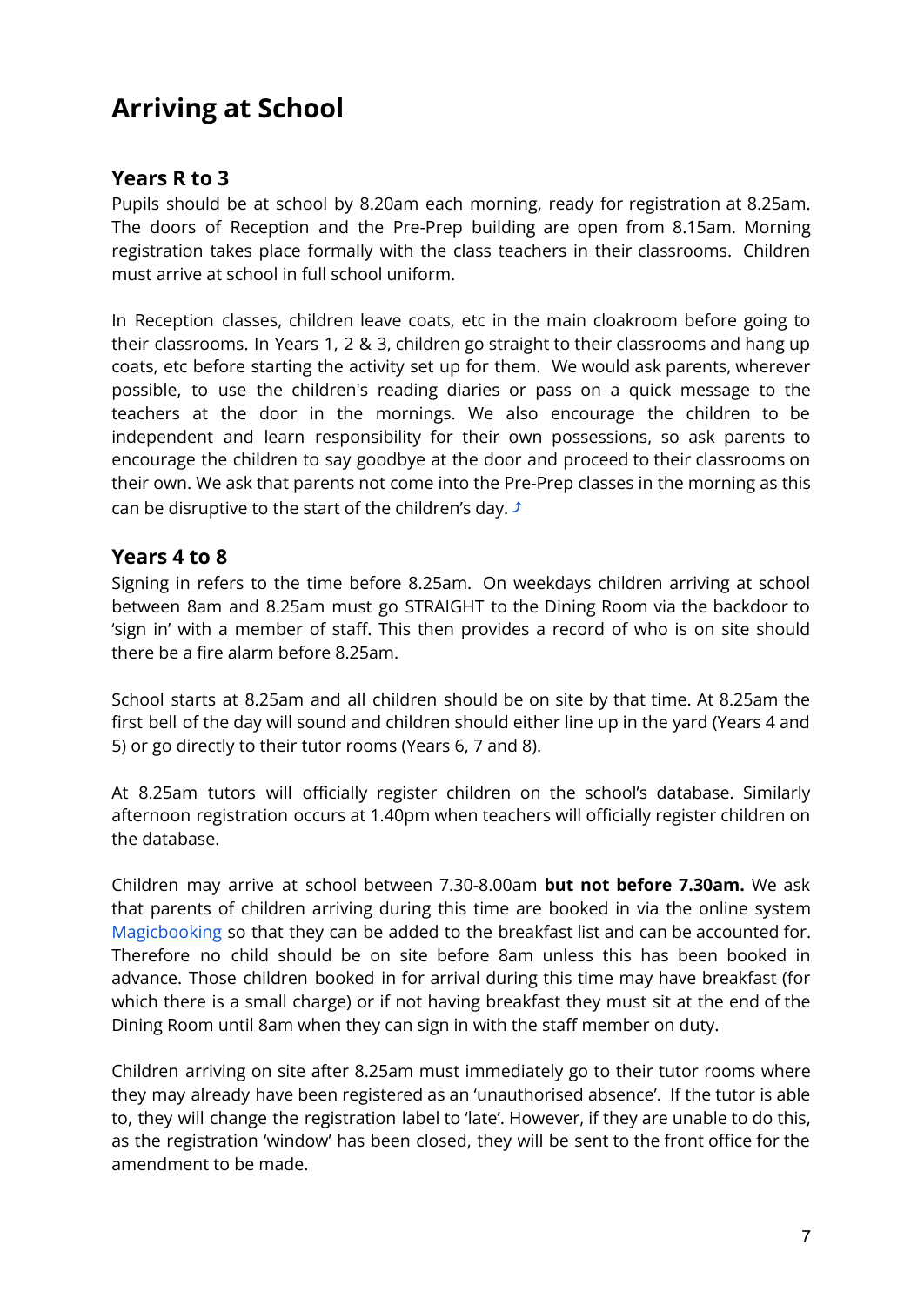# Arriving at School

## Years R to 3

Pupils should be at school by 8.20am each morning, ready for registration at 8.25am. The doors of Reception and the Pre-Prep building are open from 8.15am. Morning registration takes place formally with the class teachers in their classrooms. Children must arrive at school in full school uniform.

In Reception classes, children leave coats, etc in the main cloakroom before going to their classrooms. In Years 1, 2 & 3, children go straight to their classrooms and hang up coats, etc before starting the activity set up for them. We would ask parents, wherever possible, to use the children's reading diaries or pass on a quick message to the teachers at the door in the mornings. We also encourage the children to be independent and learn responsibility for their own possessions, so ask parents to encourage the children to say goodbye at the door and proceed to their classrooms on their own. We ask that parents not come into the Pre-Prep classes in the morning as this can be disruptive to the start of the children's day. ⤴

## Years 4 to 8

Signing in refers to the time before 8.25am. On weekdays children arriving at school between 8am and 8.25am must go STRAIGHT to the Dining Room via the backdoor to 'sign in' with a member of staff. This then provides a record of who is on site should there be a fire alarm before 8.25am.

School starts at 8.25am and all children should be on site by that time. At 8.25am the first bell of the day will sound and children should either line up in the yard (Years 4 and 5) or go directly to their tutor rooms (Years 6, 7 and 8).

At 8.25am tutors will officially register children on the school's database. Similarly afternoon registration occurs at 1.40pm when teachers will officially register children on the database.

Children may arrive at school between 7.30-8.00am **but not before 7.30am.** We ask that parents of children arriving during this time are booked in via the online system Magicbooking so that they can be added to the breakfast list and can be accounted for. Therefore no child should be on site before 8am unless this has been booked in advance. Those children booked in for arrival during this time may have breakfast (for which there is a small charge) or if not having breakfast they must sit at the end of the Dining Room until 8am when they can sign in with the staff member on duty.

Children arriving on site after 8.25am must immediately go to their tutor rooms where they may already have been registered as an 'unauthorised absence'. If the tutor is able to, they will change the registration label to 'late'. However, if they are unable to do this, as the registration 'window' has been closed, they will be sent to the front office for the amendment to be made.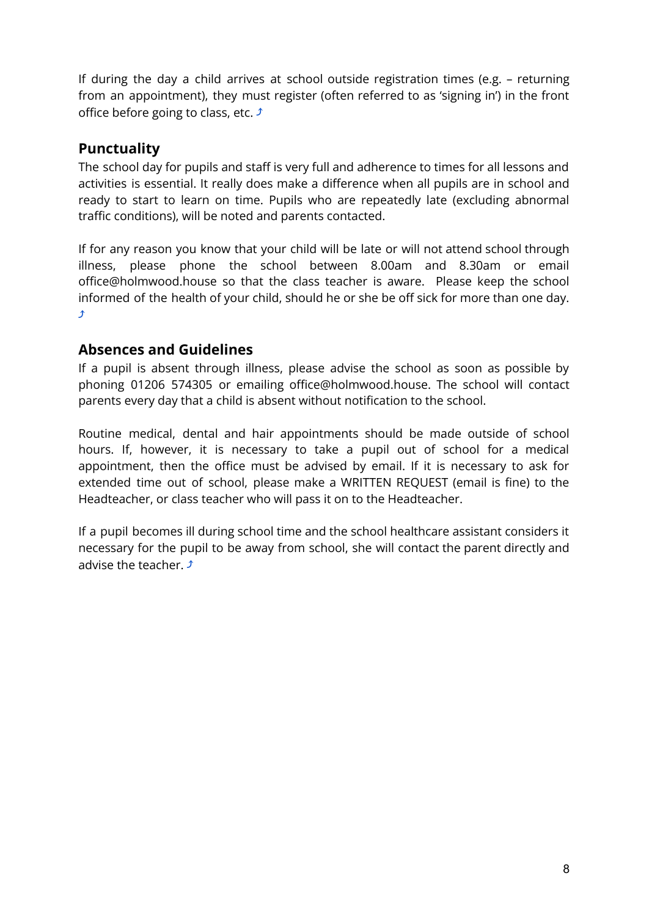If during the day a child arrives at school outside registration times (e.g. – returning from an appointment), they must register (often referred to as 'signing in') in the front office before going to class, etc. ⤴

## Punctuality

The school day for pupils and staff is very full and adherence to times for all lessons and activities is essential. It really does make a difference when all pupils are in school and ready to start to learn on time. Pupils who are repeatedly late (excluding abnormal traffic conditions), will be noted and parents contacted.

If for any reason you know that your child will be late or will not attend school through illness, please phone the school between 8.00am and 8.30am or email office@holmwood.house so that the class teacher is aware. Please keep the school informed of the health of your child, should he or she be off sick for more than one day. ⤴

## Absences and Guidelines

If a pupil is absent through illness, please advise the school as soon as possible by phoning 01206 574305 or emailing office@holmwood.house. The school will contact parents every day that a child is absent without notification to the school.

Routine medical, dental and hair appointments should be made outside of school hours. If, however, it is necessary to take a pupil out of school for a medical appointment, then the office must be advised by email. If it is necessary to ask for extended time out of school, please make a WRITTEN REQUEST (email is fine) to the Headteacher, or class teacher who will pass it on to the Headteacher.

If a pupil becomes ill during school time and the school healthcare assistant considers it necessary for the pupil to be away from school, she will contact the parent directly and advise the teacher. ⤴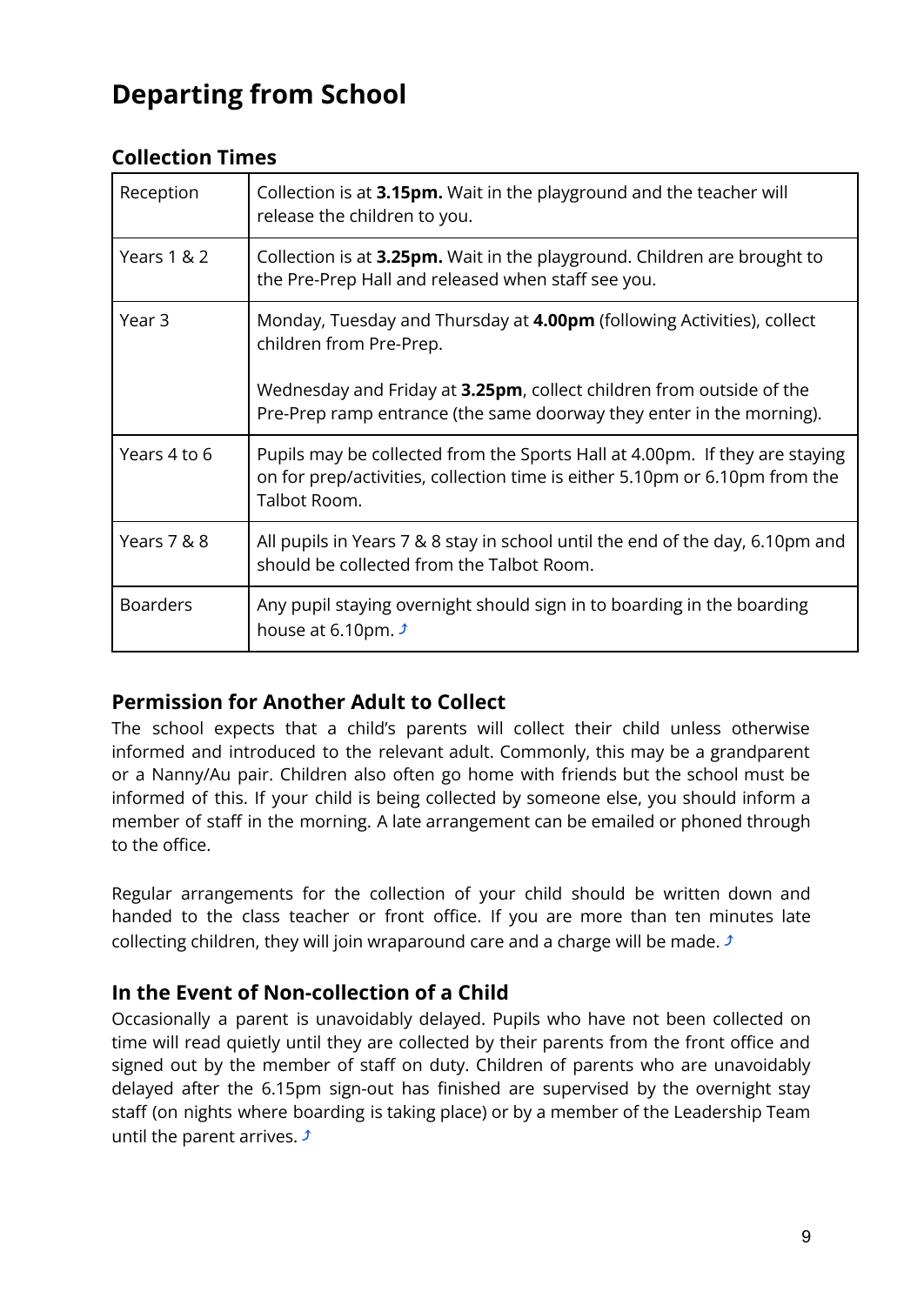# Departing from School

### Collection Times

| | |
|---|---|
| Reception | Collection is at **3.15pm.** Wait in the playground and the teacher will release the children to you. |
| Years 1 & 2 | Collection is at **3.25pm.** Wait in the playground. Children are brought to the Pre-Prep Hall and released when staff see you. |
| Year 3 | Monday, Tuesday and Thursday at **4.00pm** (following Activities), collect children from Pre-Prep.<br><br>Wednesday and Friday at **3.25pm**, collect children from outside of the Pre-Prep ramp entrance (the same doorway they enter in the morning). |
| Years 4 to 6 | Pupils may be collected from the Sports Hall at 4.00pm. If they are staying on for prep/activities, collection time is either 5.10pm or 6.10pm from the Talbot Room. |
| Years 7 & 8 | All pupils in Years 7 & 8 stay in school until the end of the day, 6.10pm and should be collected from the Talbot Room. |
| Boarders | Any pupil staying overnight should sign in to boarding in the boarding house at 6.10pm. ⤴ |

### Permission for Another Adult to Collect

The school expects that a child's parents will collect their child unless otherwise informed and introduced to the relevant adult. Commonly, this may be a grandparent or a Nanny/Au pair. Children also often go home with friends but the school must be informed of this. If your child is being collected by someone else, you should inform a member of staff in the morning. A late arrangement can be emailed or phoned through to the office.

Regular arrangements for the collection of your child should be written down and handed to the class teacher or front office. If you are more than ten minutes late collecting children, they will join wraparound care and a charge will be made. ⤴

### In the Event of Non-collection of a Child

Occasionally a parent is unavoidably delayed. Pupils who have not been collected on time will read quietly until they are collected by their parents from the front office and signed out by the member of staff on duty. Children of parents who are unavoidably delayed after the 6.15pm sign-out has finished are supervised by the overnight stay staff (on nights where boarding is taking place) or by a member of the Leadership Team until the parent arrives. ⤴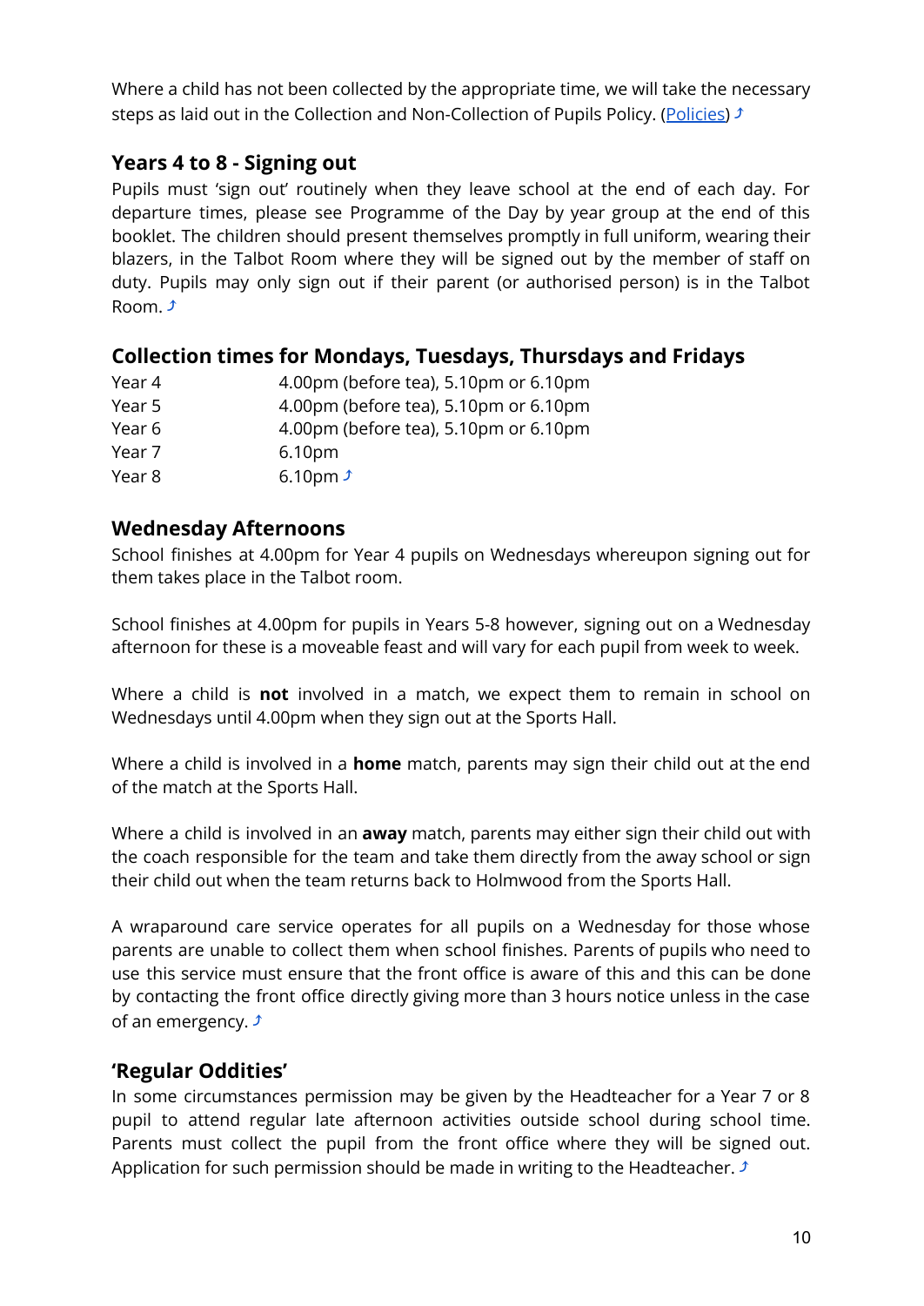Where a child has not been collected by the appropriate time, we will take the necessary steps as laid out in the Collection and Non-Collection of Pupils Policy. (Policies) ⤴

## Years 4 to 8 - Signing out

Pupils must 'sign out' routinely when they leave school at the end of each day. For departure times, please see Programme of the Day by year group at the end of this booklet. The children should present themselves promptly in full uniform, wearing their blazers, in the Talbot Room where they will be signed out by the member of staff on duty. Pupils may only sign out if their parent (or authorised person) is in the Talbot Room. ⤴

## Collection times for Mondays, Tuesdays, Thursdays and Fridays

| | |
|---|---|
| Year 4 | 4.00pm (before tea), 5.10pm or 6.10pm |
| Year 5 | 4.00pm (before tea), 5.10pm or 6.10pm |
| Year 6 | 4.00pm (before tea), 5.10pm or 6.10pm |
| Year 7 | 6.10pm |
| Year 8 | 6.10pm ⤴ |

## Wednesday Afternoons

School finishes at 4.00pm for Year 4 pupils on Wednesdays whereupon signing out for them takes place in the Talbot room.

School finishes at 4.00pm for pupils in Years 5-8 however, signing out on a Wednesday afternoon for these is a moveable feast and will vary for each pupil from week to week.

Where a child is **not** involved in a match, we expect them to remain in school on Wednesdays until 4.00pm when they sign out at the Sports Hall.

Where a child is involved in a **home** match, parents may sign their child out at the end of the match at the Sports Hall.

Where a child is involved in an **away** match, parents may either sign their child out with the coach responsible for the team and take them directly from the away school or sign their child out when the team returns back to Holmwood from the Sports Hall.

A wraparound care service operates for all pupils on a Wednesday for those whose parents are unable to collect them when school finishes. Parents of pupils who need to use this service must ensure that the front office is aware of this and this can be done by contacting the front office directly giving more than 3 hours notice unless in the case of an emergency. ⤴

## 'Regular Oddities'

In some circumstances permission may be given by the Headteacher for a Year 7 or 8 pupil to attend regular late afternoon activities outside school during school time. Parents must collect the pupil from the front office where they will be signed out. Application for such permission should be made in writing to the Headteacher. ⤴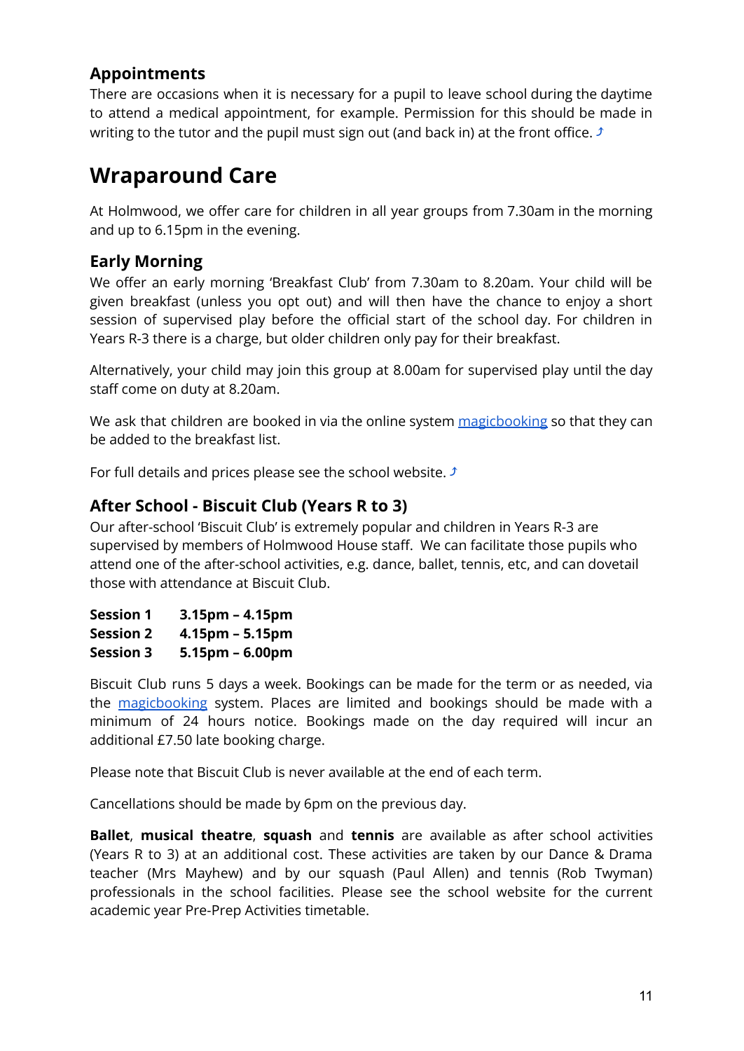### Appointments

There are occasions when it is necessary for a pupil to leave school during the daytime to attend a medical appointment, for example. Permission for this should be made in writing to the tutor and the pupil must sign out (and back in) at the front office. ⤴

## Wraparound Care

At Holmwood, we offer care for children in all year groups from 7.30am in the morning and up to 6.15pm in the evening.

### Early Morning

We offer an early morning 'Breakfast Club' from 7.30am to 8.20am. Your child will be given breakfast (unless you opt out) and will then have the chance to enjoy a short session of supervised play before the official start of the school day. For children in Years R-3 there is a charge, but older children only pay for their breakfast.

Alternatively, your child may join this group at 8.00am for supervised play until the day staff come on duty at 8.20am.

We ask that children are booked in via the online system magicbooking so that they can be added to the breakfast list.

For full details and prices please see the school website. ⤴

### After School - Biscuit Club (Years R to 3)

Our after-school 'Biscuit Club' is extremely popular and children in Years R-3 are supervised by members of Holmwood House staff. We can facilitate those pupils who attend one of the after-school activities, e.g. dance, ballet, tennis, etc, and can dovetail those with attendance at Biscuit Club.

**Session 1 3.15pm – 4.15pm**
**Session 2 4.15pm – 5.15pm**
**Session 3 5.15pm – 6.00pm**

Biscuit Club runs 5 days a week. Bookings can be made for the term or as needed, via the magicbooking system. Places are limited and bookings should be made with a minimum of 24 hours notice. Bookings made on the day required will incur an additional £7.50 late booking charge.

Please note that Biscuit Club is never available at the end of each term.

Cancellations should be made by 6pm on the previous day.

**Ballet**, **musical theatre**, **squash** and **tennis** are available as after school activities (Years R to 3) at an additional cost. These activities are taken by our Dance & Drama teacher (Mrs Mayhew) and by our squash (Paul Allen) and tennis (Rob Twyman) professionals in the school facilities. Please see the school website for the current academic year Pre-Prep Activities timetable.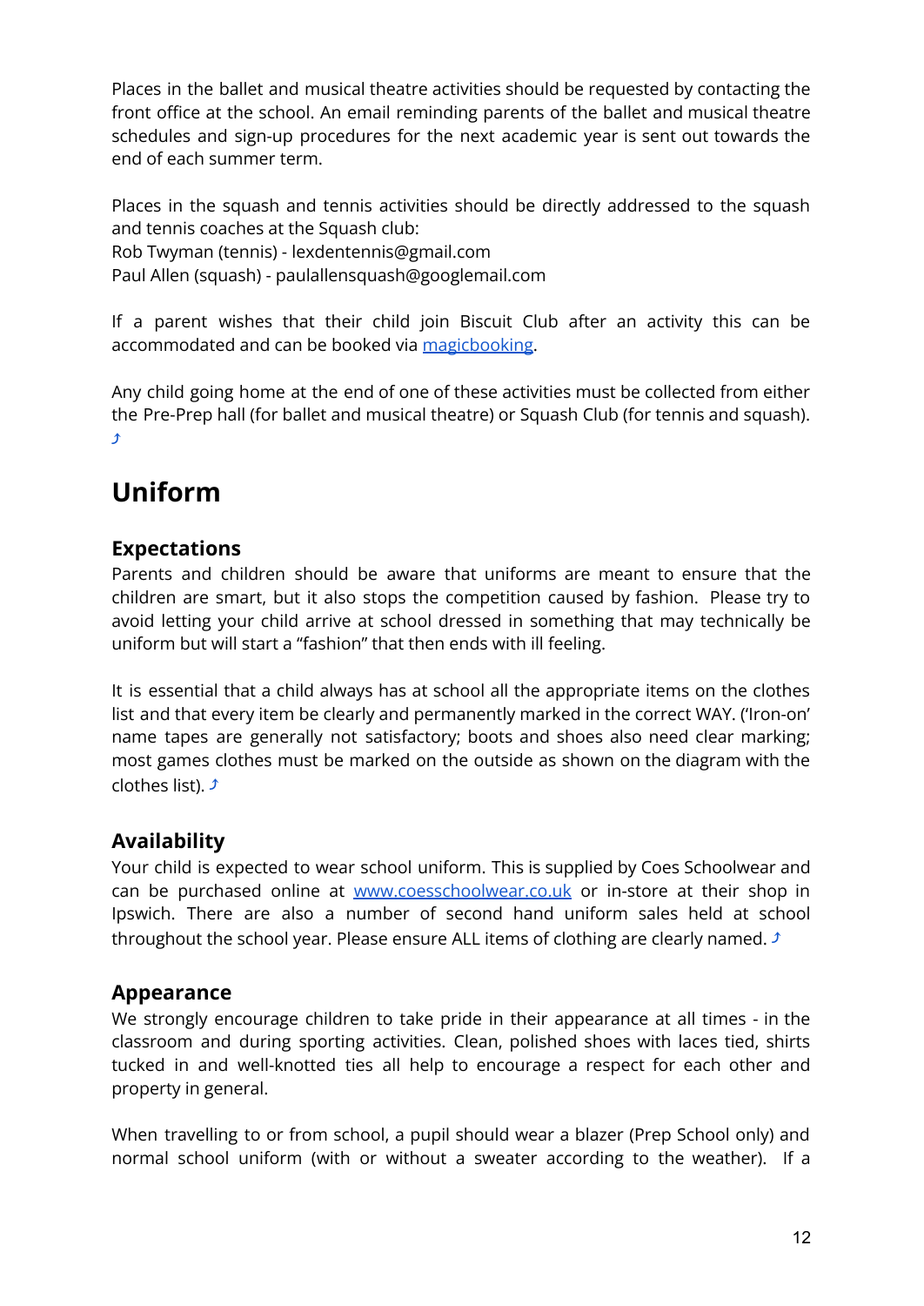Places in the ballet and musical theatre activities should be requested by contacting the front office at the school. An email reminding parents of the ballet and musical theatre schedules and sign-up procedures for the next academic year is sent out towards the end of each summer term.

Places in the squash and tennis activities should be directly addressed to the squash and tennis coaches at the Squash club:
Rob Twyman (tennis) - lexdentennis@gmail.com
Paul Allen (squash) - paulallensquash@googlemail.com

If a parent wishes that their child join Biscuit Club after an activity this can be accommodated and can be booked via [magicbooking](magicbooking).

Any child going home at the end of one of these activities must be collected from either the Pre-Prep hall (for ballet and musical theatre) or Squash Club (for tennis and squash). ⤴

# Uniform

## Expectations

Parents and children should be aware that uniforms are meant to ensure that the children are smart, but it also stops the competition caused by fashion. Please try to avoid letting your child arrive at school dressed in something that may technically be uniform but will start a "fashion" that then ends with ill feeling.

It is essential that a child always has at school all the appropriate items on the clothes list and that every item be clearly and permanently marked in the correct WAY. ('Iron-on' name tapes are generally not satisfactory; boots and shoes also need clear marking; most games clothes must be marked on the outside as shown on the diagram with the clothes list). ⤴

## Availability

Your child is expected to wear school uniform. This is supplied by Coes Schoolwear and can be purchased online at [www.coesschoolwear.co.uk](www.coesschoolwear.co.uk) or in-store at their shop in Ipswich. There are also a number of second hand uniform sales held at school throughout the school year. Please ensure ALL items of clothing are clearly named. ⤴

## Appearance

We strongly encourage children to take pride in their appearance at all times - in the classroom and during sporting activities. Clean, polished shoes with laces tied, shirts tucked in and well-knotted ties all help to encourage a respect for each other and property in general.

When travelling to or from school, a pupil should wear a blazer (Prep School only) and normal school uniform (with or without a sweater according to the weather). If a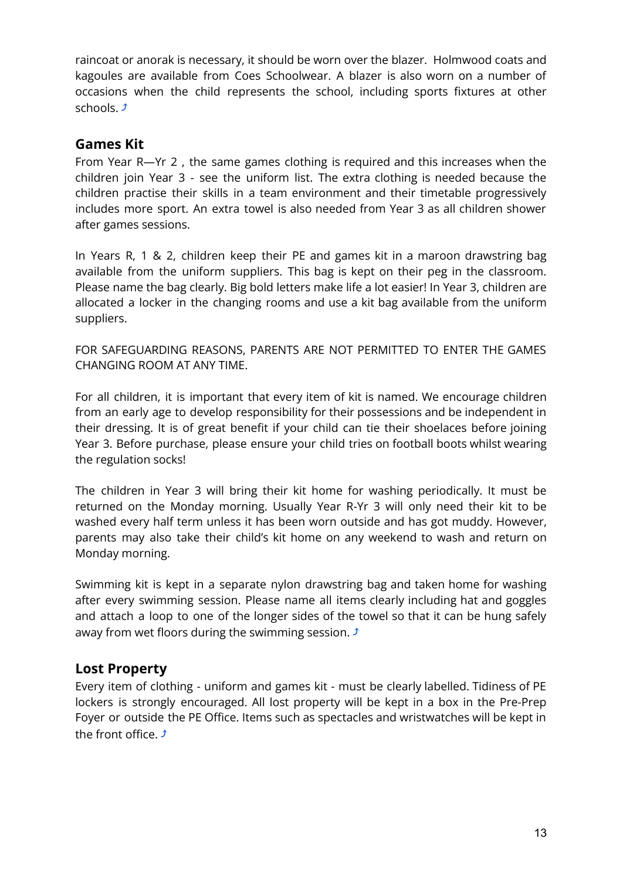raincoat or anorak is necessary, it should be worn over the blazer. Holmwood coats and kagoules are available from Coes Schoolwear. A blazer is also worn on a number of occasions when the child represents the school, including sports fixtures at other schools. ⤴

## Games Kit

From Year R—Yr 2 , the same games clothing is required and this increases when the children join Year 3 - see the uniform list. The extra clothing is needed because the children practise their skills in a team environment and their timetable progressively includes more sport. An extra towel is also needed from Year 3 as all children shower after games sessions.

In Years R, 1 & 2, children keep their PE and games kit in a maroon drawstring bag available from the uniform suppliers. This bag is kept on their peg in the classroom. Please name the bag clearly. Big bold letters make life a lot easier! In Year 3, children are allocated a locker in the changing rooms and use a kit bag available from the uniform suppliers.

FOR SAFEGUARDING REASONS, PARENTS ARE NOT PERMITTED TO ENTER THE GAMES CHANGING ROOM AT ANY TIME.

For all children, it is important that every item of kit is named. We encourage children from an early age to develop responsibility for their possessions and be independent in their dressing. It is of great benefit if your child can tie their shoelaces before joining Year 3. Before purchase, please ensure your child tries on football boots whilst wearing the regulation socks!

The children in Year 3 will bring their kit home for washing periodically. It must be returned on the Monday morning. Usually Year R-Yr 3 will only need their kit to be washed every half term unless it has been worn outside and has got muddy. However, parents may also take their child's kit home on any weekend to wash and return on Monday morning.

Swimming kit is kept in a separate nylon drawstring bag and taken home for washing after every swimming session. Please name all items clearly including hat and goggles and attach a loop to one of the longer sides of the towel so that it can be hung safely away from wet floors during the swimming session. ⤴

## Lost Property

Every item of clothing - uniform and games kit - must be clearly labelled. Tidiness of PE lockers is strongly encouraged. All lost property will be kept in a box in the Pre-Prep Foyer or outside the PE Office. Items such as spectacles and wristwatches will be kept in the front office. ⤴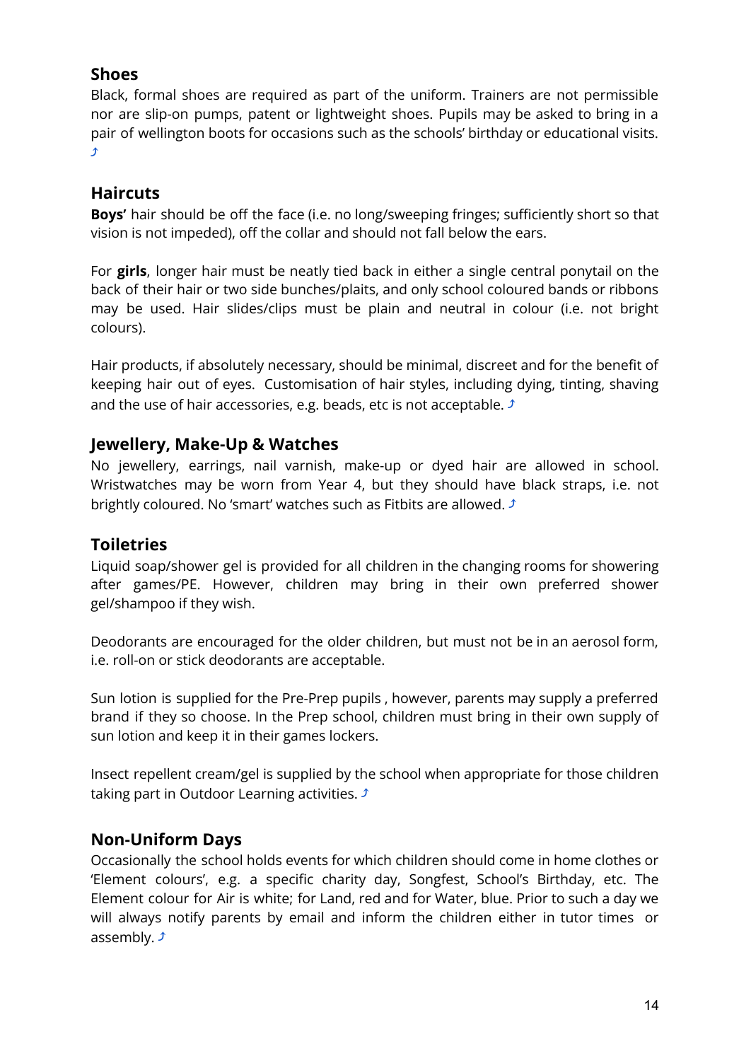## Shoes

Black, formal shoes are required as part of the uniform. Trainers are not permissible nor are slip-on pumps, patent or lightweight shoes. Pupils may be asked to bring in a pair of wellington boots for occasions such as the schools' birthday or educational visits. ⤴

## Haircuts

**Boys'** hair should be off the face (i.e. no long/sweeping fringes; sufficiently short so that vision is not impeded), off the collar and should not fall below the ears.

For **girls**, longer hair must be neatly tied back in either a single central ponytail on the back of their hair or two side bunches/plaits, and only school coloured bands or ribbons may be used. Hair slides/clips must be plain and neutral in colour (i.e. not bright colours).

Hair products, if absolutely necessary, should be minimal, discreet and for the benefit of keeping hair out of eyes. Customisation of hair styles, including dying, tinting, shaving and the use of hair accessories, e.g. beads, etc is not acceptable. ⤴

## Jewellery, Make-Up & Watches

No jewellery, earrings, nail varnish, make-up or dyed hair are allowed in school. Wristwatches may be worn from Year 4, but they should have black straps, i.e. not brightly coloured. No 'smart' watches such as Fitbits are allowed. ⤴

## Toiletries

Liquid soap/shower gel is provided for all children in the changing rooms for showering after games/PE. However, children may bring in their own preferred shower gel/shampoo if they wish.

Deodorants are encouraged for the older children, but must not be in an aerosol form, i.e. roll-on or stick deodorants are acceptable.

Sun lotion is supplied for the Pre-Prep pupils , however, parents may supply a preferred brand if they so choose. In the Prep school, children must bring in their own supply of sun lotion and keep it in their games lockers.

Insect repellent cream/gel is supplied by the school when appropriate for those children taking part in Outdoor Learning activities. ⤴

## Non-Uniform Days

Occasionally the school holds events for which children should come in home clothes or 'Element colours', e.g. a specific charity day, Songfest, School's Birthday, etc. The Element colour for Air is white; for Land, red and for Water, blue. Prior to such a day we will always notify parents by email and inform the children either in tutor times or assembly. ⤴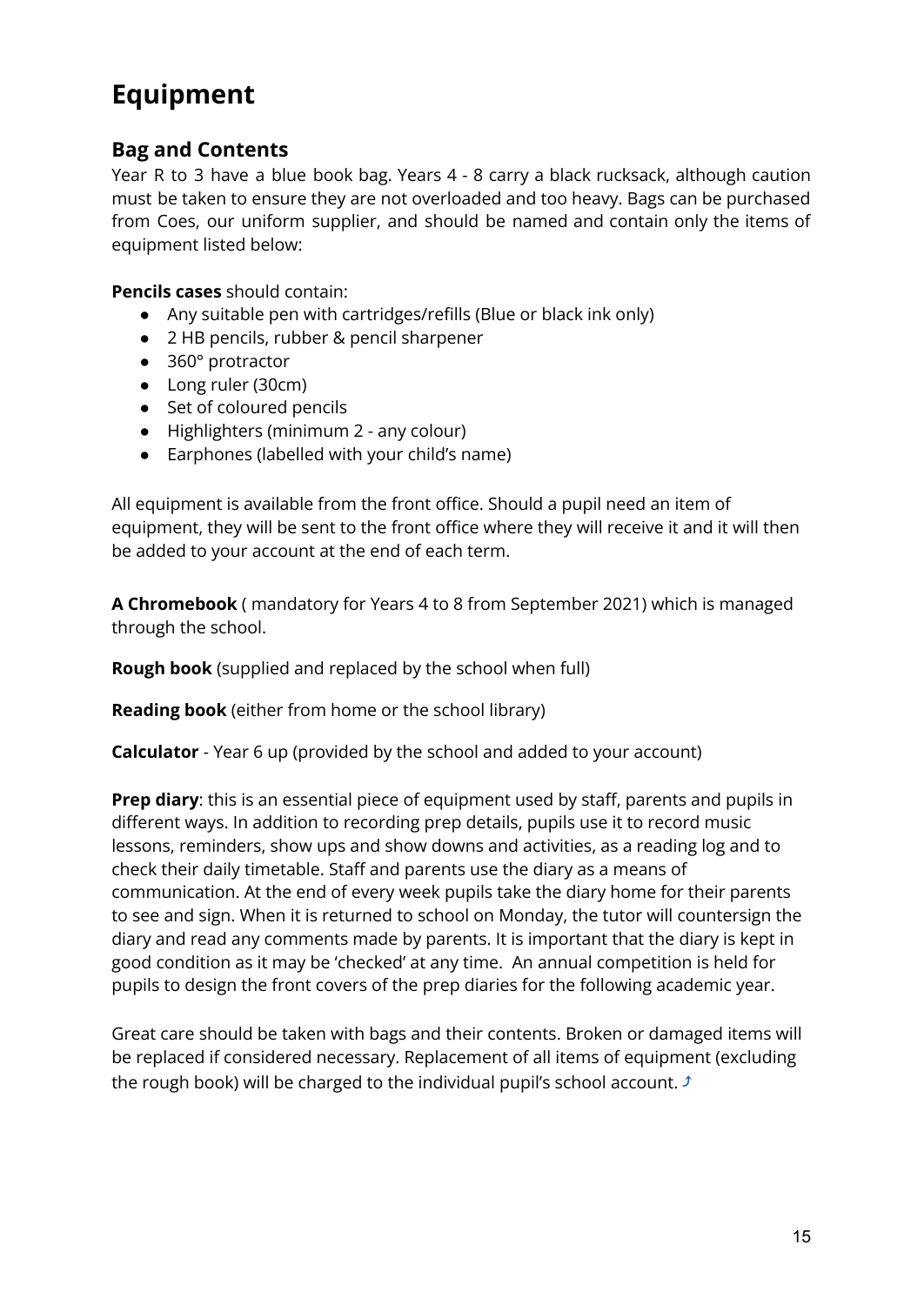# Equipment

## Bag and Contents

Year R to 3 have a blue book bag. Years 4 - 8 carry a black rucksack, although caution must be taken to ensure they are not overloaded and too heavy. Bags can be purchased from Coes, our uniform supplier, and should be named and contain only the items of equipment listed below:

**Pencils cases** should contain:

- Any suitable pen with cartridges/refills (Blue or black ink only)
- 2 HB pencils, rubber & pencil sharpener
- 360° protractor
- Long ruler (30cm)
- Set of coloured pencils
- Highlighters (minimum 2 - any colour)
- Earphones (labelled with your child's name)

All equipment is available from the front office. Should a pupil need an item of equipment, they will be sent to the front office where they will receive it and it will then be added to your account at the end of each term.

**A Chromebook** ( mandatory for Years 4 to 8 from September 2021) which is managed through the school.

**Rough book** (supplied and replaced by the school when full)

**Reading book** (either from home or the school library)

**Calculator** - Year 6 up (provided by the school and added to your account)

**Prep diary**: this is an essential piece of equipment used by staff, parents and pupils in different ways. In addition to recording prep details, pupils use it to record music lessons, reminders, show ups and show downs and activities, as a reading log and to check their daily timetable. Staff and parents use the diary as a means of communication. At the end of every week pupils take the diary home for their parents to see and sign. When it is returned to school on Monday, the tutor will countersign the diary and read any comments made by parents. It is important that the diary is kept in good condition as it may be 'checked' at any time. An annual competition is held for pupils to design the front covers of the prep diaries for the following academic year.

Great care should be taken with bags and their contents. Broken or damaged items will be replaced if considered necessary. Replacement of all items of equipment (excluding the rough book) will be charged to the individual pupil's school account. ⤴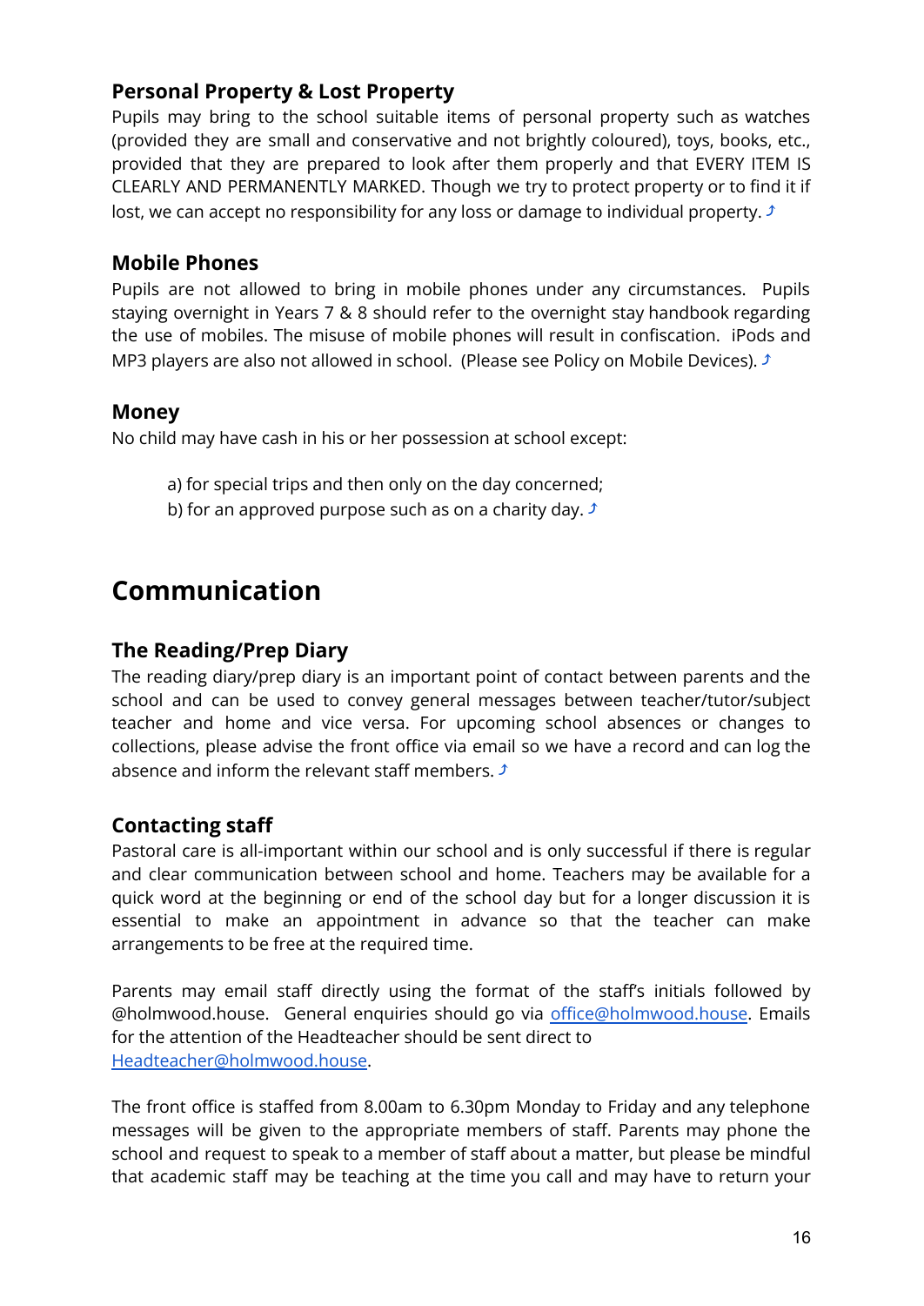### Personal Property & Lost Property

Pupils may bring to the school suitable items of personal property such as watches (provided they are small and conservative and not brightly coloured), toys, books, etc., provided that they are prepared to look after them properly and that EVERY ITEM IS CLEARLY AND PERMANENTLY MARKED. Though we try to protect property or to find it if lost, we can accept no responsibility for any loss or damage to individual property. ⤴

### Mobile Phones

Pupils are not allowed to bring in mobile phones under any circumstances. Pupils staying overnight in Years 7 & 8 should refer to the overnight stay handbook regarding the use of mobiles. The misuse of mobile phones will result in confiscation. iPods and MP3 players are also not allowed in school. (Please see Policy on Mobile Devices). ⤴

### Money

No child may have cash in his or her possession at school except:

a) for special trips and then only on the day concerned;
b) for an approved purpose such as on a charity day. ⤴

## Communication

### The Reading/Prep Diary

The reading diary/prep diary is an important point of contact between parents and the school and can be used to convey general messages between teacher/tutor/subject teacher and home and vice versa. For upcoming school absences or changes to collections, please advise the front office via email so we have a record and can log the absence and inform the relevant staff members. ⤴

### Contacting staff

Pastoral care is all-important within our school and is only successful if there is regular and clear communication between school and home. Teachers may be available for a quick word at the beginning or end of the school day but for a longer discussion it is essential to make an appointment in advance so that the teacher can make arrangements to be free at the required time.

Parents may email staff directly using the format of the staff's initials followed by @holmwood.house. General enquiries should go via office@holmwood.house. Emails for the attention of the Headteacher should be sent direct to Headteacher@holmwood.house.

The front office is staffed from 8.00am to 6.30pm Monday to Friday and any telephone messages will be given to the appropriate members of staff. Parents may phone the school and request to speak to a member of staff about a matter, but please be mindful that academic staff may be teaching at the time you call and may have to return your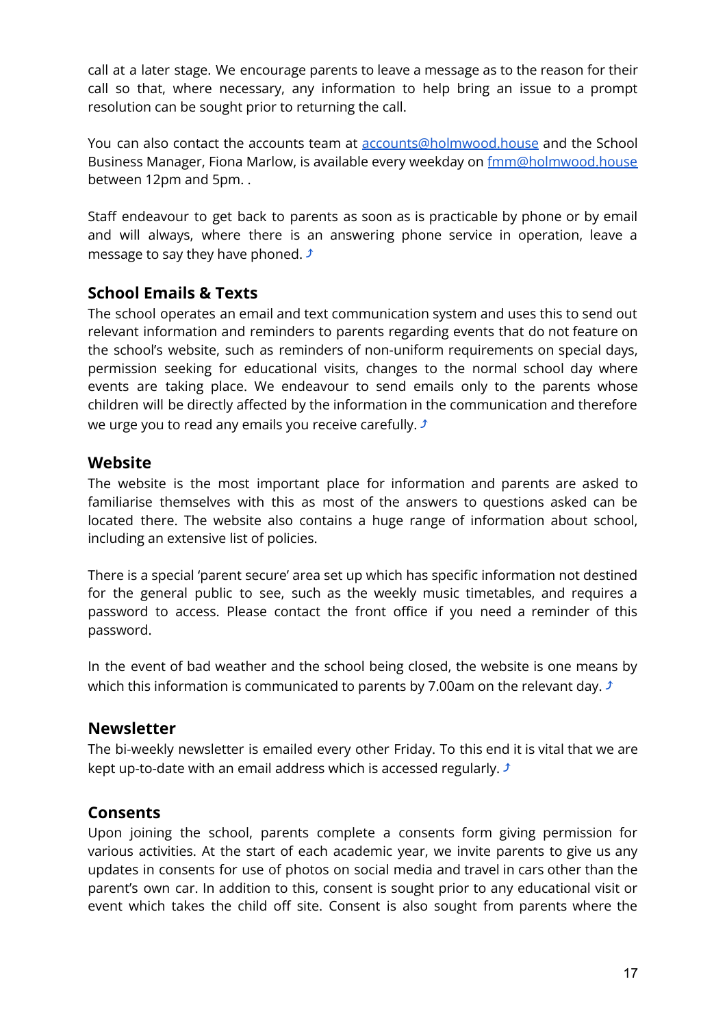call at a later stage. We encourage parents to leave a message as to the reason for their call so that, where necessary, any information to help bring an issue to a prompt resolution can be sought prior to returning the call.

You can also contact the accounts team at [accounts@holmwood.house](mailto:accounts@holmwood.house) and the School Business Manager, Fiona Marlow, is available every weekday on [fmm@holmwood.house](mailto:fmm@holmwood.house) between 12pm and 5pm. .

Staff endeavour to get back to parents as soon as is practicable by phone or by email and will always, where there is an answering phone service in operation, leave a message to say they have phoned. ⤴

### School Emails & Texts

The school operates an email and text communication system and uses this to send out relevant information and reminders to parents regarding events that do not feature on the school's website, such as reminders of non-uniform requirements on special days, permission seeking for educational visits, changes to the normal school day where events are taking place. We endeavour to send emails only to the parents whose children will be directly affected by the information in the communication and therefore we urge you to read any emails you receive carefully. ⤴

### Website

The website is the most important place for information and parents are asked to familiarise themselves with this as most of the answers to questions asked can be located there. The website also contains a huge range of information about school, including an extensive list of policies.

There is a special 'parent secure' area set up which has specific information not destined for the general public to see, such as the weekly music timetables, and requires a password to access. Please contact the front office if you need a reminder of this password.

In the event of bad weather and the school being closed, the website is one means by which this information is communicated to parents by 7.00am on the relevant day. ⤴

### Newsletter

The bi-weekly newsletter is emailed every other Friday. To this end it is vital that we are kept up-to-date with an email address which is accessed regularly. ⤴

### Consents

Upon joining the school, parents complete a consents form giving permission for various activities. At the start of each academic year, we invite parents to give us any updates in consents for use of photos on social media and travel in cars other than the parent's own car. In addition to this, consent is sought prior to any educational visit or event which takes the child off site. Consent is also sought from parents where the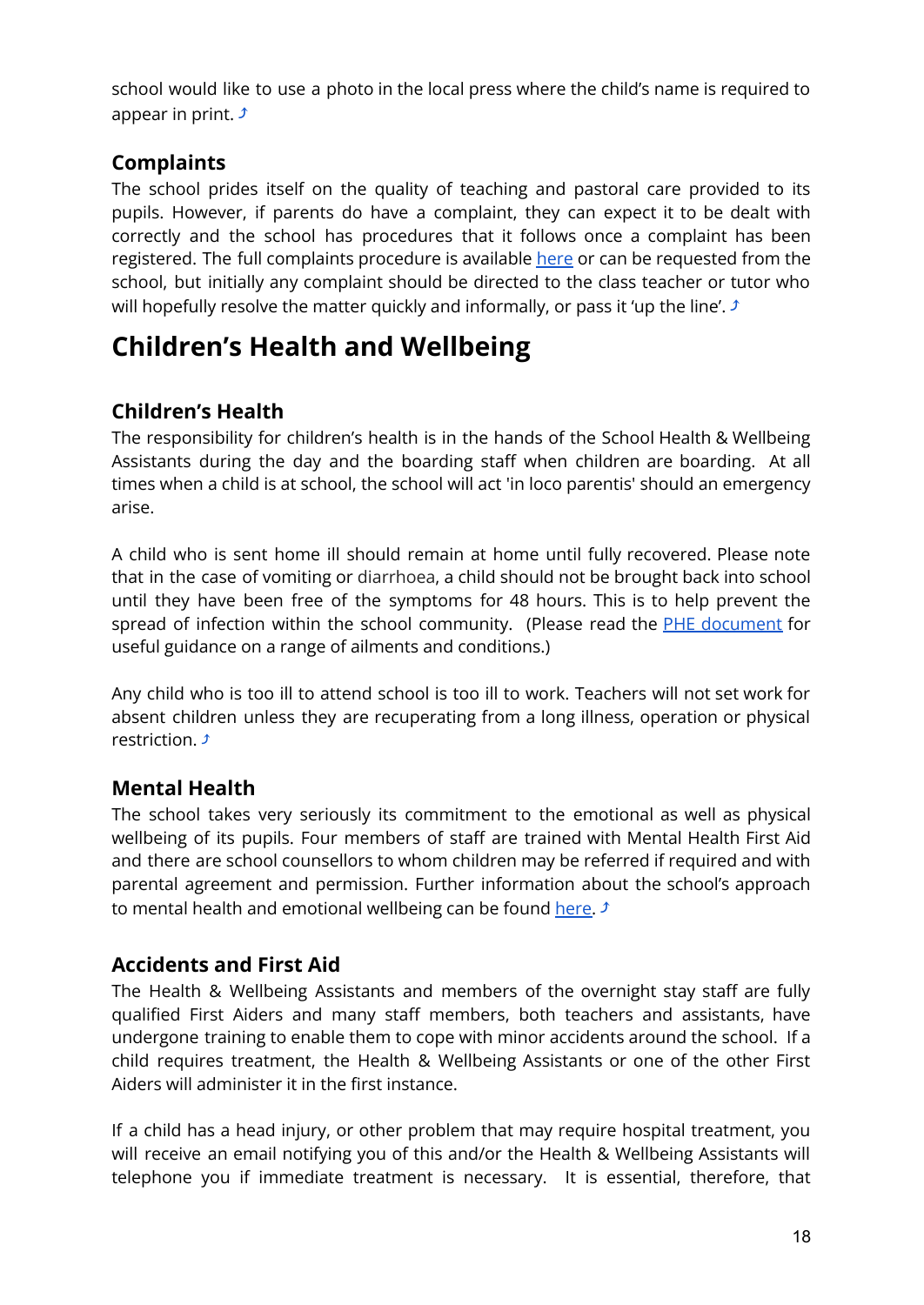school would like to use a photo in the local press where the child's name is required to appear in print. ⤴

### Complaints

The school prides itself on the quality of teaching and pastoral care provided to its pupils. However, if parents do have a complaint, they can expect it to be dealt with correctly and the school has procedures that it follows once a complaint has been registered. The full complaints procedure is available [here](#) or can be requested from the school, but initially any complaint should be directed to the class teacher or tutor who will hopefully resolve the matter quickly and informally, or pass it 'up the line'. ⤴

## Children's Health and Wellbeing

### Children's Health

The responsibility for children's health is in the hands of the School Health & Wellbeing Assistants during the day and the boarding staff when children are boarding. At all times when a child is at school, the school will act 'in loco parentis' should an emergency arise.

A child who is sent home ill should remain at home until fully recovered. Please note that in the case of vomiting or diarrhoea, a child should not be brought back into school until they have been free of the symptoms for 48 hours. This is to help prevent the spread of infection within the school community. (Please read the [PHE document](#) for useful guidance on a range of ailments and conditions.)

Any child who is too ill to attend school is too ill to work. Teachers will not set work for absent children unless they are recuperating from a long illness, operation or physical restriction. ⤴

### Mental Health

The school takes very seriously its commitment to the emotional as well as physical wellbeing of its pupils. Four members of staff are trained with Mental Health First Aid and there are school counsellors to whom children may be referred if required and with parental agreement and permission. Further information about the school's approach to mental health and emotional wellbeing can be found [here](#). ⤴

### Accidents and First Aid

The Health & Wellbeing Assistants and members of the overnight stay staff are fully qualified First Aiders and many staff members, both teachers and assistants, have undergone training to enable them to cope with minor accidents around the school. If a child requires treatment, the Health & Wellbeing Assistants or one of the other First Aiders will administer it in the first instance.

If a child has a head injury, or other problem that may require hospital treatment, you will receive an email notifying you of this and/or the Health & Wellbeing Assistants will telephone you if immediate treatment is necessary. It is essential, therefore, that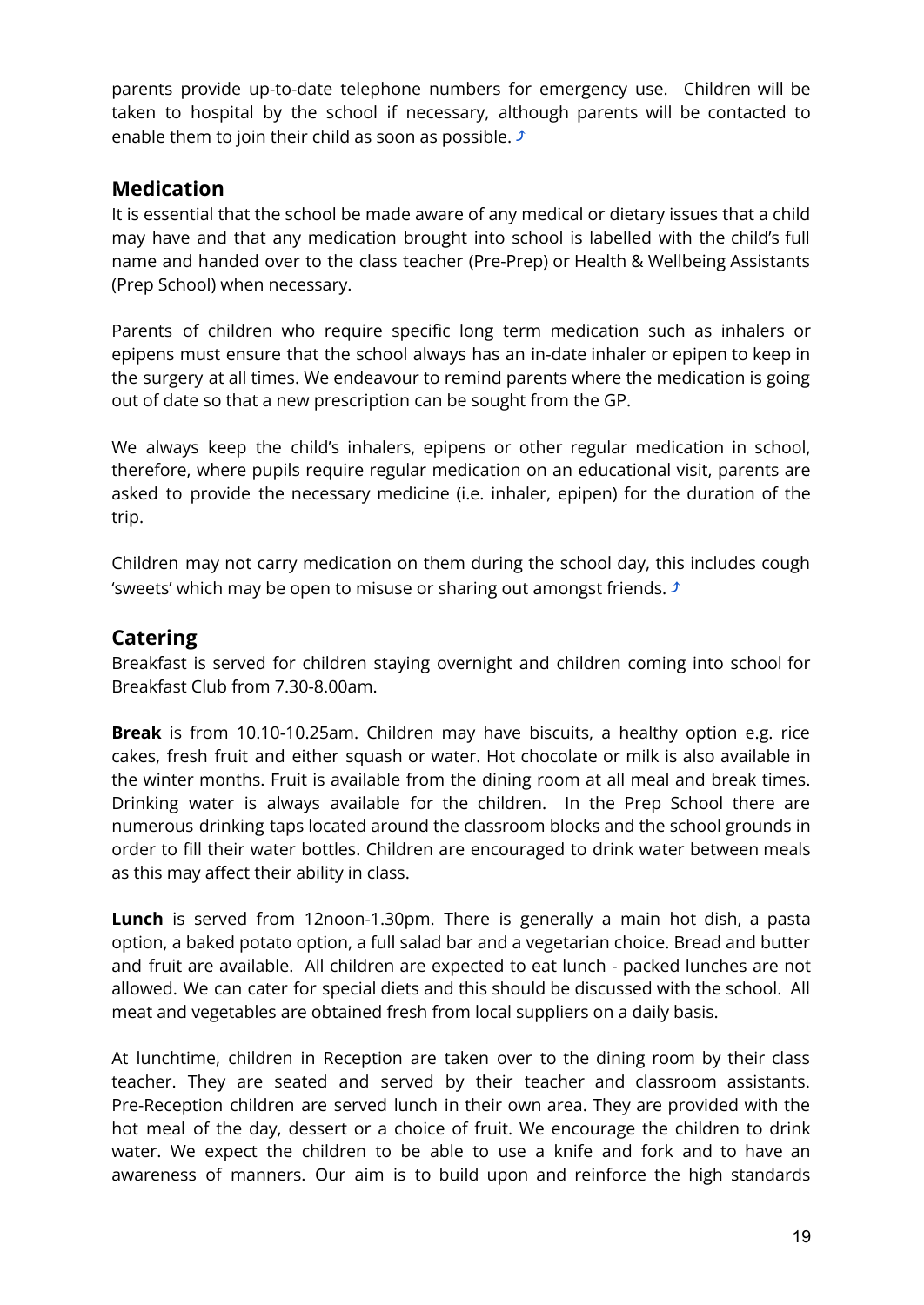parents provide up-to-date telephone numbers for emergency use. Children will be taken to hospital by the school if necessary, although parents will be contacted to enable them to join their child as soon as possible. ⤴

## Medication

It is essential that the school be made aware of any medical or dietary issues that a child may have and that any medication brought into school is labelled with the child's full name and handed over to the class teacher (Pre-Prep) or Health & Wellbeing Assistants (Prep School) when necessary.

Parents of children who require specific long term medication such as inhalers or epipens must ensure that the school always has an in-date inhaler or epipen to keep in the surgery at all times. We endeavour to remind parents where the medication is going out of date so that a new prescription can be sought from the GP.

We always keep the child's inhalers, epipens or other regular medication in school, therefore, where pupils require regular medication on an educational visit, parents are asked to provide the necessary medicine (i.e. inhaler, epipen) for the duration of the trip.

Children may not carry medication on them during the school day, this includes cough 'sweets' which may be open to misuse or sharing out amongst friends. ⤴

## Catering

Breakfast is served for children staying overnight and children coming into school for Breakfast Club from 7.30-8.00am.

**Break** is from 10.10-10.25am. Children may have biscuits, a healthy option e.g. rice cakes, fresh fruit and either squash or water. Hot chocolate or milk is also available in the winter months. Fruit is available from the dining room at all meal and break times. Drinking water is always available for the children. In the Prep School there are numerous drinking taps located around the classroom blocks and the school grounds in order to fill their water bottles. Children are encouraged to drink water between meals as this may affect their ability in class.

**Lunch** is served from 12noon-1.30pm. There is generally a main hot dish, a pasta option, a baked potato option, a full salad bar and a vegetarian choice. Bread and butter and fruit are available. All children are expected to eat lunch - packed lunches are not allowed. We can cater for special diets and this should be discussed with the school. All meat and vegetables are obtained fresh from local suppliers on a daily basis.

At lunchtime, children in Reception are taken over to the dining room by their class teacher. They are seated and served by their teacher and classroom assistants. Pre-Reception children are served lunch in their own area. They are provided with the hot meal of the day, dessert or a choice of fruit. We encourage the children to drink water. We expect the children to be able to use a knife and fork and to have an awareness of manners. Our aim is to build upon and reinforce the high standards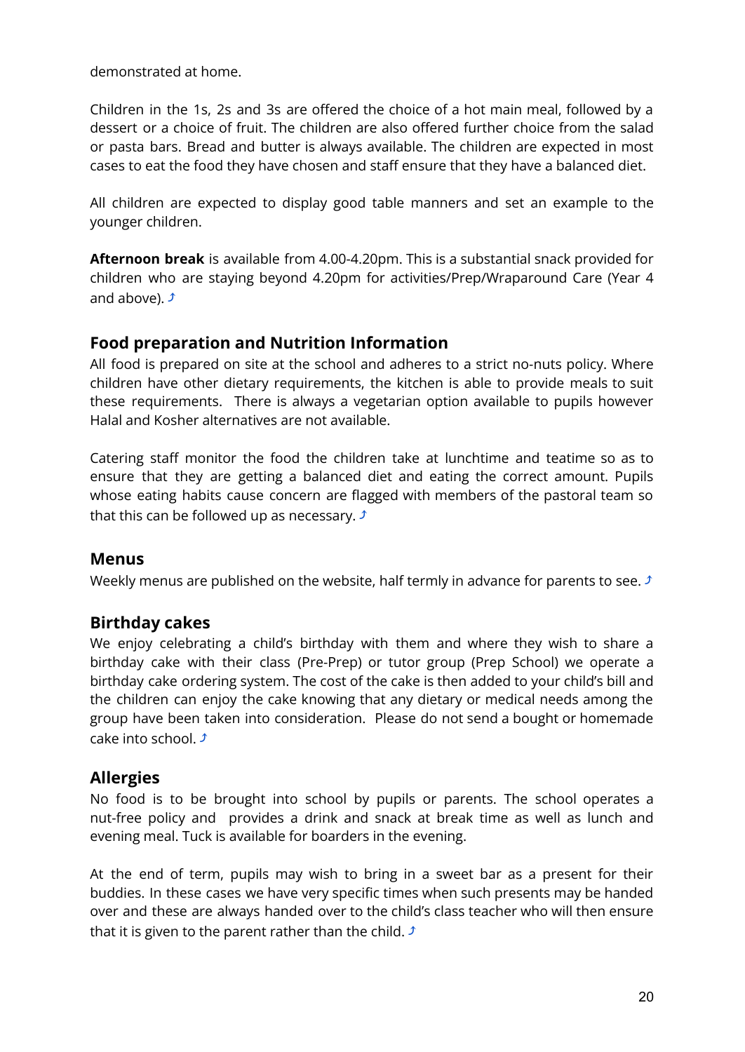demonstrated at home.

Children in the 1s, 2s and 3s are offered the choice of a hot main meal, followed by a dessert or a choice of fruit. The children are also offered further choice from the salad or pasta bars. Bread and butter is always available. The children are expected in most cases to eat the food they have chosen and staff ensure that they have a balanced diet.

All children are expected to display good table manners and set an example to the younger children.

**Afternoon break** is available from 4.00-4.20pm. This is a substantial snack provided for children who are staying beyond 4.20pm for activities/Prep/Wraparound Care (Year 4 and above). ⤴

## Food preparation and Nutrition Information

All food is prepared on site at the school and adheres to a strict no-nuts policy. Where children have other dietary requirements, the kitchen is able to provide meals to suit these requirements. There is always a vegetarian option available to pupils however Halal and Kosher alternatives are not available.

Catering staff monitor the food the children take at lunchtime and teatime so as to ensure that they are getting a balanced diet and eating the correct amount. Pupils whose eating habits cause concern are flagged with members of the pastoral team so that this can be followed up as necessary. ⤴

## Menus

Weekly menus are published on the website, half termly in advance for parents to see. ⤴

## Birthday cakes

We enjoy celebrating a child's birthday with them and where they wish to share a birthday cake with their class (Pre-Prep) or tutor group (Prep School) we operate a birthday cake ordering system. The cost of the cake is then added to your child's bill and the children can enjoy the cake knowing that any dietary or medical needs among the group have been taken into consideration. Please do not send a bought or homemade cake into school. ⤴

## Allergies

No food is to be brought into school by pupils or parents. The school operates a nut-free policy and provides a drink and snack at break time as well as lunch and evening meal. Tuck is available for boarders in the evening.

At the end of term, pupils may wish to bring in a sweet bar as a present for their buddies. In these cases we have very specific times when such presents may be handed over and these are always handed over to the child's class teacher who will then ensure that it is given to the parent rather than the child. ⤴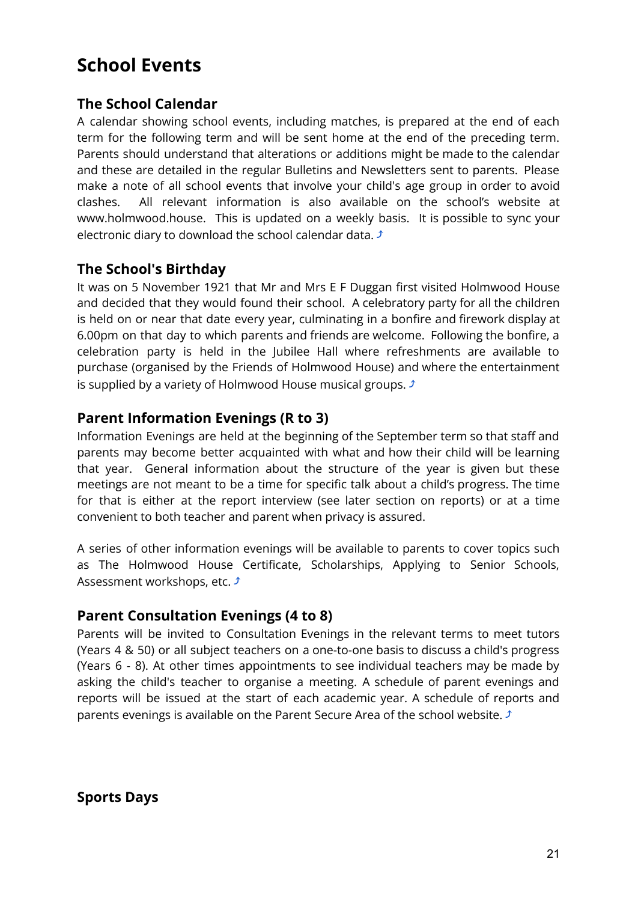# School Events

## The School Calendar

A calendar showing school events, including matches, is prepared at the end of each term for the following term and will be sent home at the end of the preceding term. Parents should understand that alterations or additions might be made to the calendar and these are detailed in the regular Bulletins and Newsletters sent to parents. Please make a note of all school events that involve your child's age group in order to avoid clashes. All relevant information is also available on the school's website at www.holmwood.house. This is updated on a weekly basis. It is possible to sync your electronic diary to download the school calendar data. ⤴

## The School's Birthday

It was on 5 November 1921 that Mr and Mrs E F Duggan first visited Holmwood House and decided that they would found their school. A celebratory party for all the children is held on or near that date every year, culminating in a bonfire and firework display at 6.00pm on that day to which parents and friends are welcome. Following the bonfire, a celebration party is held in the Jubilee Hall where refreshments are available to purchase (organised by the Friends of Holmwood House) and where the entertainment is supplied by a variety of Holmwood House musical groups. ⤴

## Parent Information Evenings (R to 3)

Information Evenings are held at the beginning of the September term so that staff and parents may become better acquainted with what and how their child will be learning that year. General information about the structure of the year is given but these meetings are not meant to be a time for specific talk about a child's progress. The time for that is either at the report interview (see later section on reports) or at a time convenient to both teacher and parent when privacy is assured.

A series of other information evenings will be available to parents to cover topics such as The Holmwood House Certificate, Scholarships, Applying to Senior Schools, Assessment workshops, etc. ⤴

## Parent Consultation Evenings (4 to 8)

Parents will be invited to Consultation Evenings in the relevant terms to meet tutors (Years 4 & 50) or all subject teachers on a one-to-one basis to discuss a child's progress (Years 6 - 8). At other times appointments to see individual teachers may be made by asking the child's teacher to organise a meeting. A schedule of parent evenings and reports will be issued at the start of each academic year. A schedule of reports and parents evenings is available on the Parent Secure Area of the school website. ⤴

## Sports Days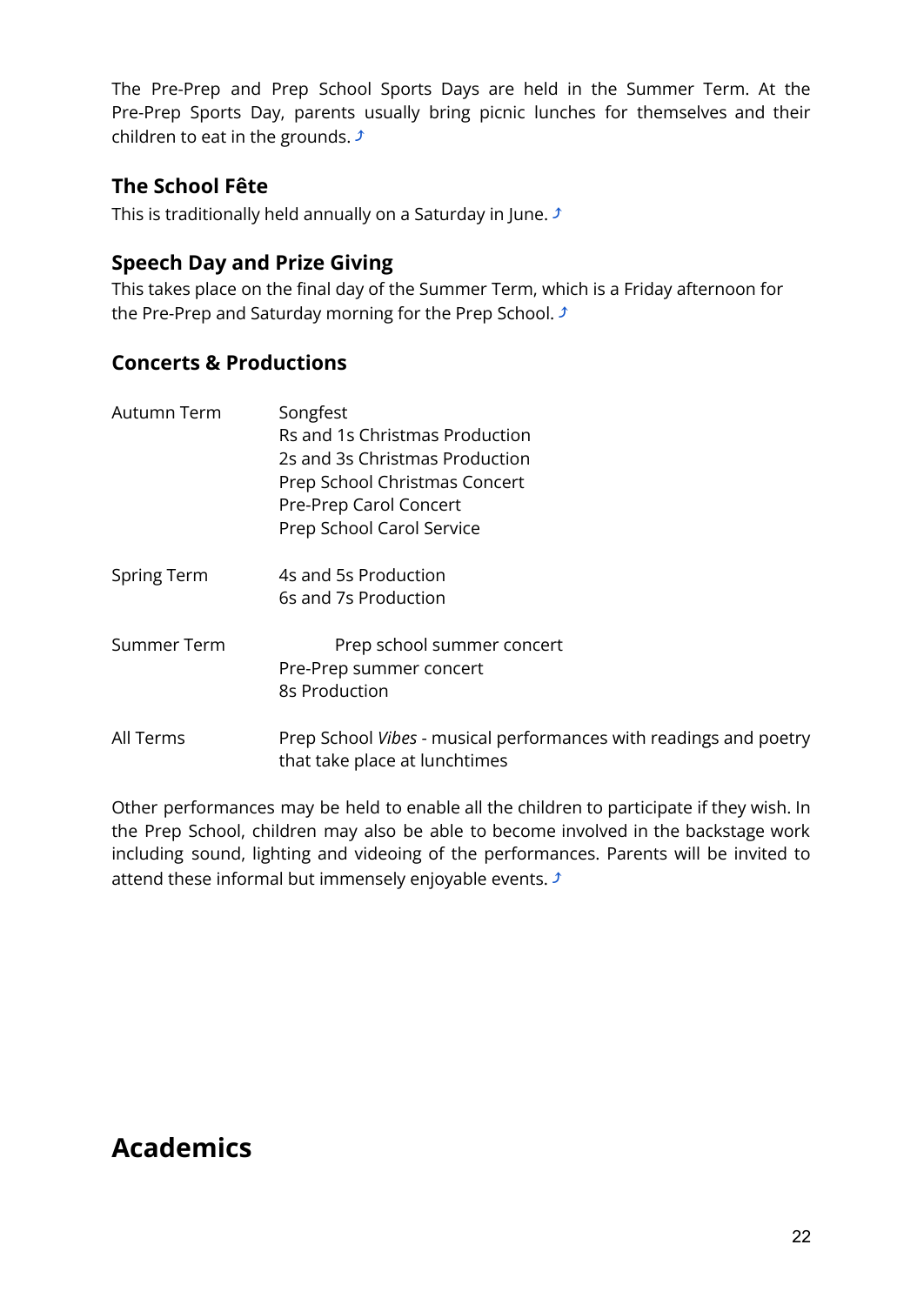The Pre-Prep and Prep School Sports Days are held in the Summer Term. At the Pre-Prep Sports Day, parents usually bring picnic lunches for themselves and their children to eat in the grounds. ⤴

### The School Fête

This is traditionally held annually on a Saturday in June. ⤴

### Speech Day and Prize Giving

This takes place on the final day of the Summer Term, which is a Friday afternoon for the Pre-Prep and Saturday morning for the Prep School. ⤴

### Concerts & Productions

| | |
|---|---|
| Autumn Term | Songfest<br>Rs and 1s Christmas Production<br>2s and 3s Christmas Production<br>Prep School Christmas Concert<br>Pre-Prep Carol Concert<br>Prep School Carol Service |
| Spring Term | 4s and 5s Production<br>6s and 7s Production |
| Summer Term | Prep school summer concert<br>Pre-Prep summer concert<br>8s Production |
| All Terms | Prep School *Vibes* - musical performances with readings and poetry that take place at lunchtimes |

Other performances may be held to enable all the children to participate if they wish. In the Prep School, children may also be able to become involved in the backstage work including sound, lighting and videoing of the performances. Parents will be invited to attend these informal but immensely enjoyable events. ⤴

## Academics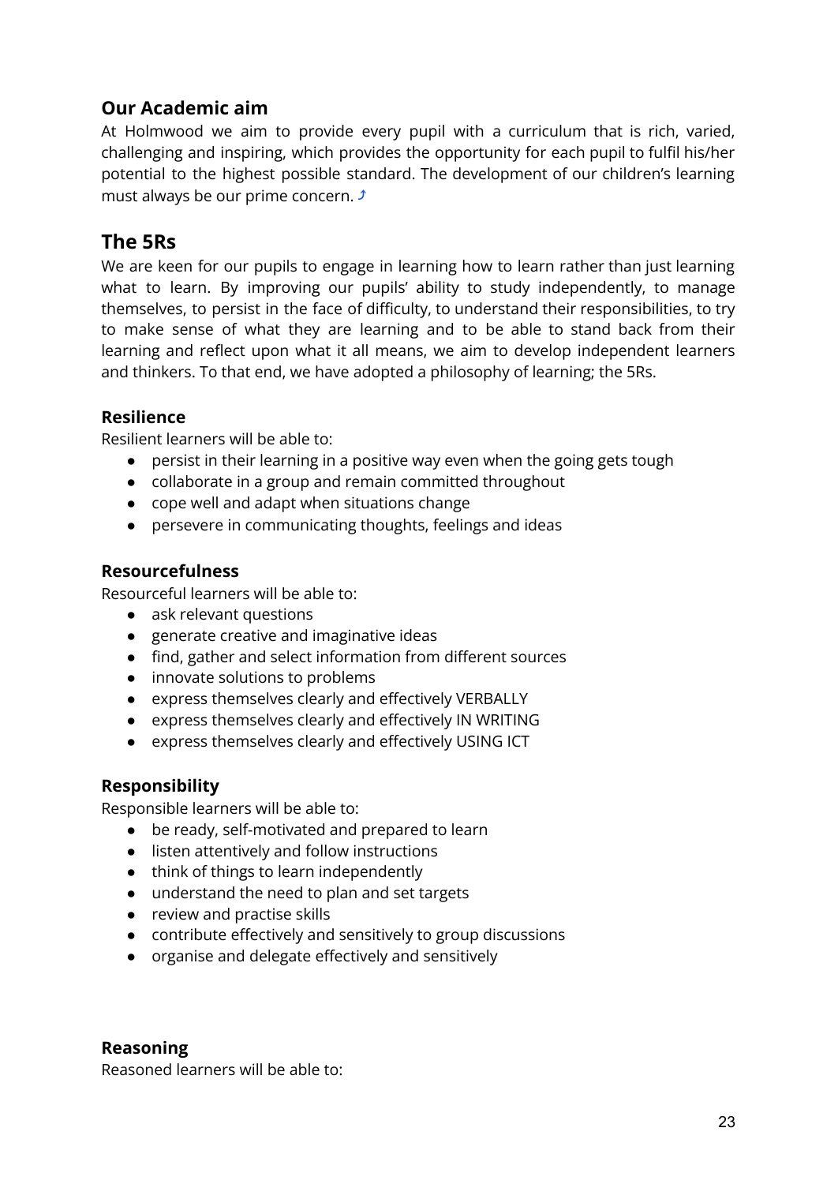## Our Academic aim

At Holmwood we aim to provide every pupil with a curriculum that is rich, varied, challenging and inspiring, which provides the opportunity for each pupil to fulfil his/her potential to the highest possible standard. The development of our children's learning must always be our prime concern. ⤴

## The 5Rs

We are keen for our pupils to engage in learning how to learn rather than just learning what to learn. By improving our pupils' ability to study independently, to manage themselves, to persist in the face of difficulty, to understand their responsibilities, to try to make sense of what they are learning and to be able to stand back from their learning and reflect upon what it all means, we aim to develop independent learners and thinkers. To that end, we have adopted a philosophy of learning; the 5Rs.

### Resilience

Resilient learners will be able to:

- persist in their learning in a positive way even when the going gets tough
- collaborate in a group and remain committed throughout
- cope well and adapt when situations change
- persevere in communicating thoughts, feelings and ideas

### Resourcefulness

Resourceful learners will be able to:

- ask relevant questions
- generate creative and imaginative ideas
- find, gather and select information from different sources
- innovate solutions to problems
- express themselves clearly and effectively VERBALLY
- express themselves clearly and effectively IN WRITING
- express themselves clearly and effectively USING ICT

### Responsibility

Responsible learners will be able to:

- be ready, self-motivated and prepared to learn
- listen attentively and follow instructions
- think of things to learn independently
- understand the need to plan and set targets
- review and practise skills
- contribute effectively and sensitively to group discussions
- organise and delegate effectively and sensitively

### Reasoning

Reasoned learners will be able to: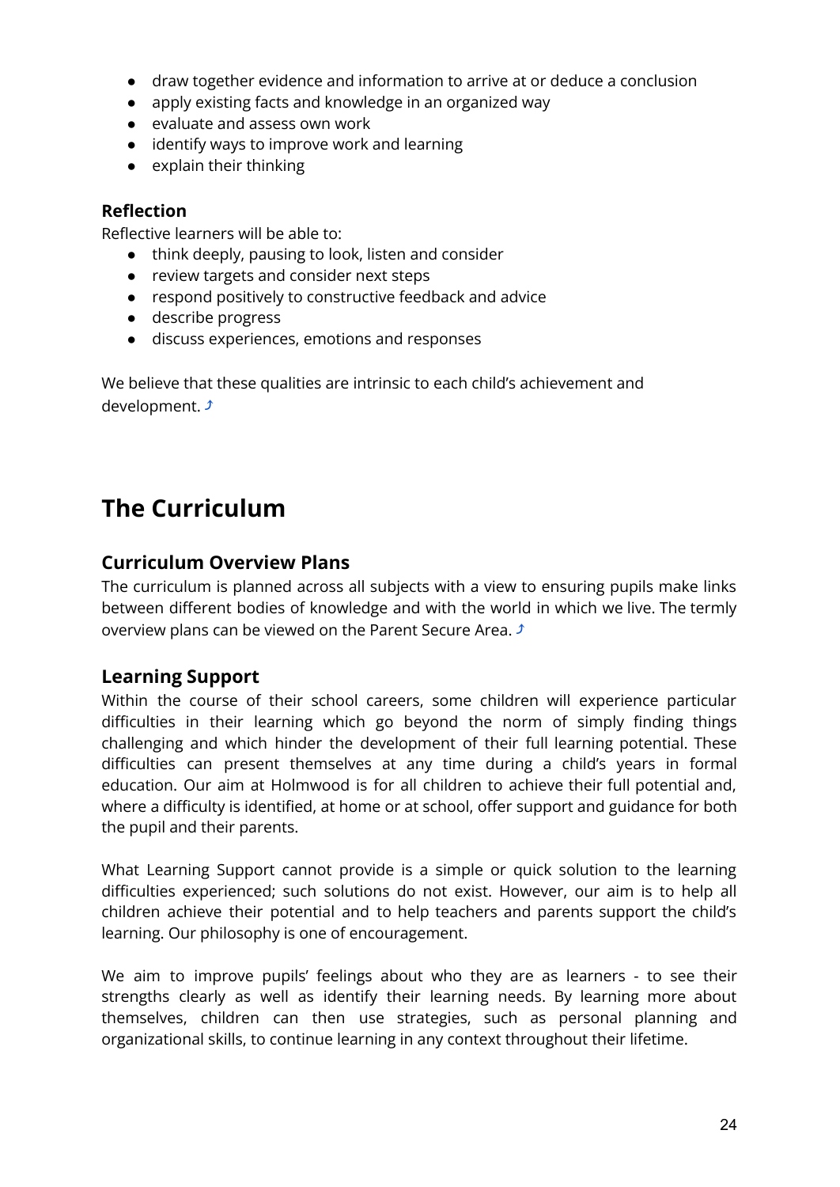- draw together evidence and information to arrive at or deduce a conclusion
- apply existing facts and knowledge in an organized way
- evaluate and assess own work
- identify ways to improve work and learning
- explain their thinking

### Reflection

Reflective learners will be able to:

- think deeply, pausing to look, listen and consider
- review targets and consider next steps
- respond positively to constructive feedback and advice
- describe progress
- discuss experiences, emotions and responses

We believe that these qualities are intrinsic to each child's achievement and development. ⤴

# The Curriculum

## Curriculum Overview Plans

The curriculum is planned across all subjects with a view to ensuring pupils make links between different bodies of knowledge and with the world in which we live. The termly overview plans can be viewed on the Parent Secure Area. ⤴

## Learning Support

Within the course of their school careers, some children will experience particular difficulties in their learning which go beyond the norm of simply finding things challenging and which hinder the development of their full learning potential. These difficulties can present themselves at any time during a child's years in formal education. Our aim at Holmwood is for all children to achieve their full potential and, where a difficulty is identified, at home or at school, offer support and guidance for both the pupil and their parents.

What Learning Support cannot provide is a simple or quick solution to the learning difficulties experienced; such solutions do not exist. However, our aim is to help all children achieve their potential and to help teachers and parents support the child's learning. Our philosophy is one of encouragement.

We aim to improve pupils' feelings about who they are as learners - to see their strengths clearly as well as identify their learning needs. By learning more about themselves, children can then use strategies, such as personal planning and organizational skills, to continue learning in any context throughout their lifetime.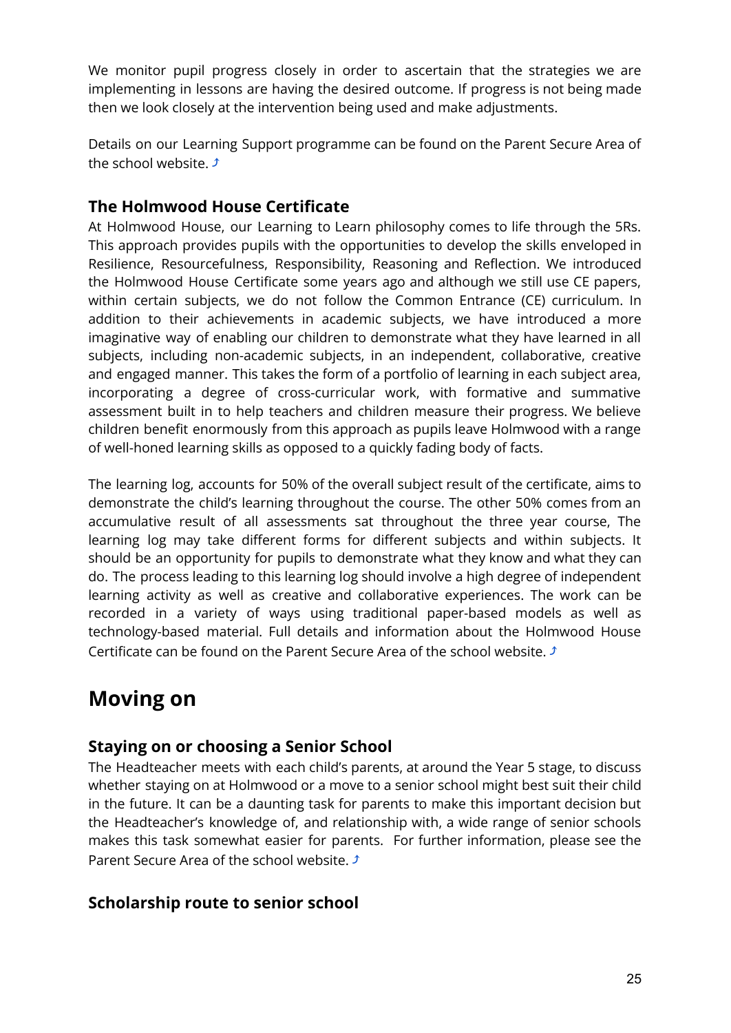We monitor pupil progress closely in order to ascertain that the strategies we are implementing in lessons are having the desired outcome. If progress is not being made then we look closely at the intervention being used and make adjustments.

Details on our Learning Support programme can be found on the Parent Secure Area of the school website. ⤴

### The Holmwood House Certificate

At Holmwood House, our Learning to Learn philosophy comes to life through the 5Rs. This approach provides pupils with the opportunities to develop the skills enveloped in Resilience, Resourcefulness, Responsibility, Reasoning and Reflection. We introduced the Holmwood House Certificate some years ago and although we still use CE papers, within certain subjects, we do not follow the Common Entrance (CE) curriculum. In addition to their achievements in academic subjects, we have introduced a more imaginative way of enabling our children to demonstrate what they have learned in all subjects, including non-academic subjects, in an independent, collaborative, creative and engaged manner. This takes the form of a portfolio of learning in each subject area, incorporating a degree of cross-curricular work, with formative and summative assessment built in to help teachers and children measure their progress. We believe children benefit enormously from this approach as pupils leave Holmwood with a range of well-honed learning skills as opposed to a quickly fading body of facts.

The learning log, accounts for 50% of the overall subject result of the certificate, aims to demonstrate the child's learning throughout the course. The other 50% comes from an accumulative result of all assessments sat throughout the three year course, The learning log may take different forms for different subjects and within subjects. It should be an opportunity for pupils to demonstrate what they know and what they can do. The process leading to this learning log should involve a high degree of independent learning activity as well as creative and collaborative experiences. The work can be recorded in a variety of ways using traditional paper-based models as well as technology-based material. Full details and information about the Holmwood House Certificate can be found on the Parent Secure Area of the school website. ⤴

## Moving on

### Staying on or choosing a Senior School

The Headteacher meets with each child's parents, at around the Year 5 stage, to discuss whether staying on at Holmwood or a move to a senior school might best suit their child in the future. It can be a daunting task for parents to make this important decision but the Headteacher's knowledge of, and relationship with, a wide range of senior schools makes this task somewhat easier for parents. For further information, please see the Parent Secure Area of the school website. ⤴

### Scholarship route to senior school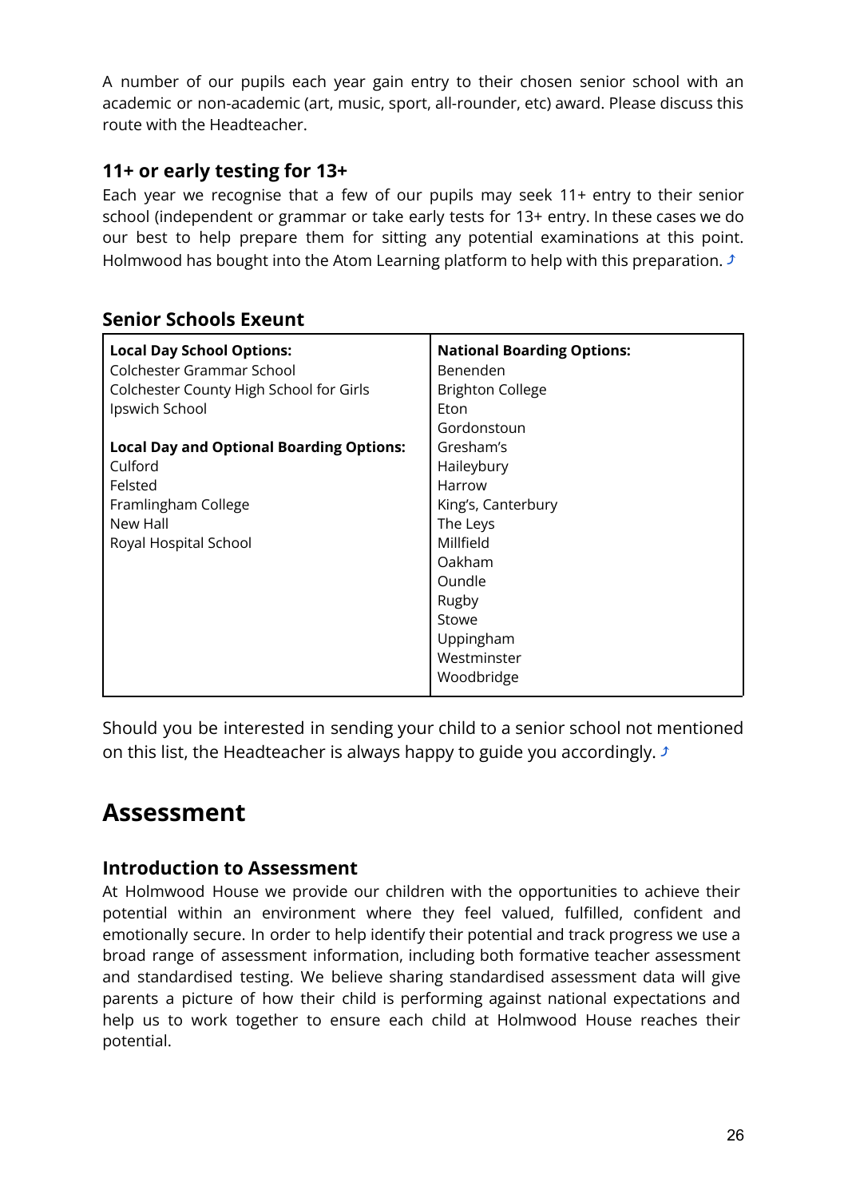A number of our pupils each year gain entry to their chosen senior school with an academic or non-academic (art, music, sport, all-rounder, etc) award. Please discuss this route with the Headteacher.

### 11+ or early testing for 13+

Each year we recognise that a few of our pupils may seek 11+ entry to their senior school (independent or grammar or take early tests for 13+ entry. In these cases we do our best to help prepare them for sitting any potential examinations at this point. Holmwood has bought into the Atom Learning platform to help with this preparation. ⤴

### Senior Schools Exeunt

| **Local Day School Options:** | **National Boarding Options:** |
|---|---|
| Colchester Grammar School | Benenden |
| Colchester County High School for Girls | Brighton College |
| Ipswich School | Eton |
| | Gordonstoun |
| **Local Day and Optional Boarding Options:** | Gresham's |
| Culford | Haileybury |
| Felsted | Harrow |
| Framlingham College | King's, Canterbury |
| New Hall | The Leys |
| Royal Hospital School | Millfield |
| | Oakham |
| | Oundle |
| | Rugby |
| | Stowe |
| | Uppingham |
| | Westminster |
| | Woodbridge |

Should you be interested in sending your child to a senior school not mentioned on this list, the Headteacher is always happy to guide you accordingly. ⤴

## Assessment

### Introduction to Assessment

At Holmwood House we provide our children with the opportunities to achieve their potential within an environment where they feel valued, fulfilled, confident and emotionally secure. In order to help identify their potential and track progress we use a broad range of assessment information, including both formative teacher assessment and standardised testing. We believe sharing standardised assessment data will give parents a picture of how their child is performing against national expectations and help us to work together to ensure each child at Holmwood House reaches their potential.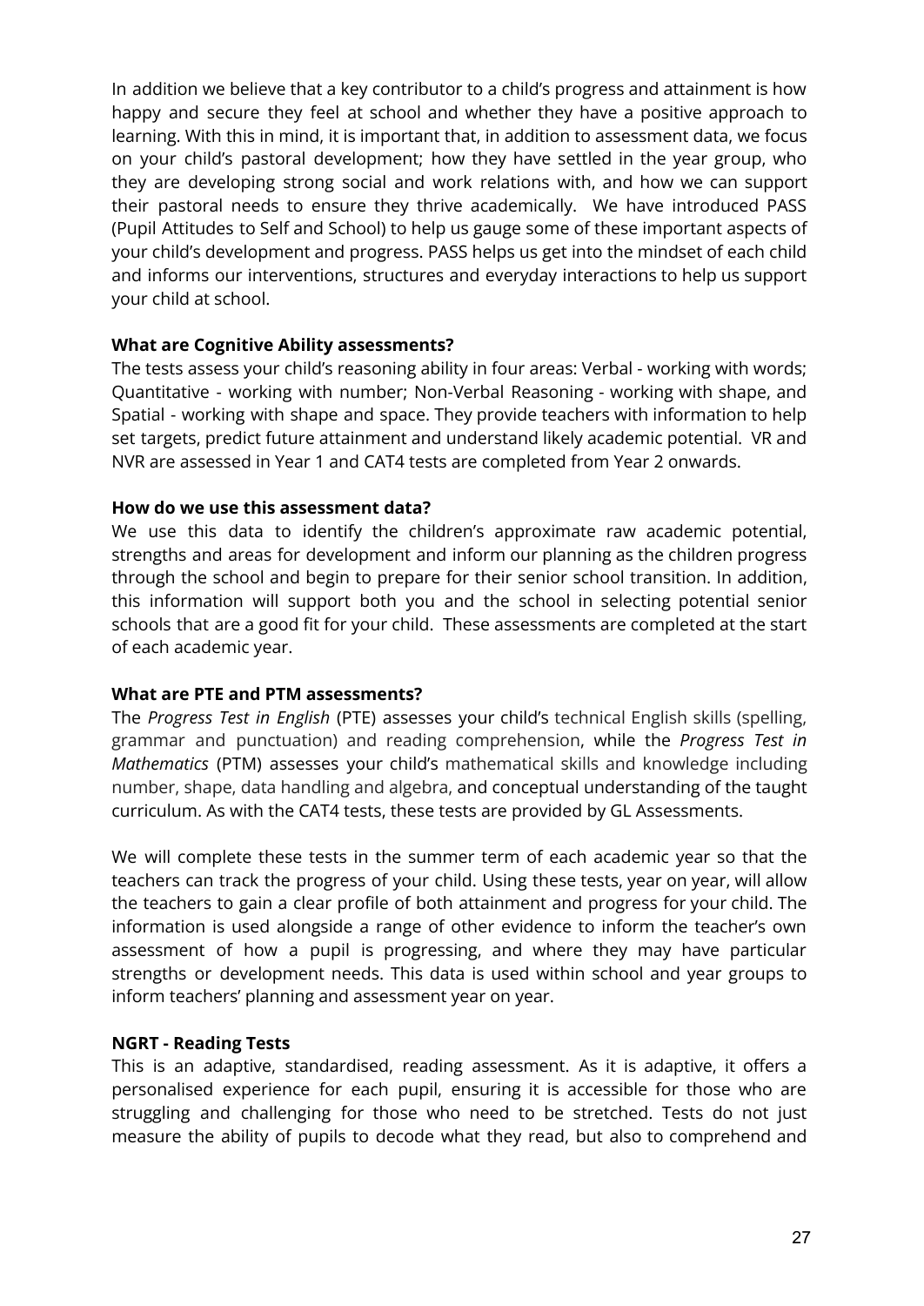In addition we believe that a key contributor to a child's progress and attainment is how happy and secure they feel at school and whether they have a positive approach to learning. With this in mind, it is important that, in addition to assessment data, we focus on your child's pastoral development; how they have settled in the year group, who they are developing strong social and work relations with, and how we can support their pastoral needs to ensure they thrive academically. We have introduced PASS (Pupil Attitudes to Self and School) to help us gauge some of these important aspects of your child's development and progress. PASS helps us get into the mindset of each child and informs our interventions, structures and everyday interactions to help us support your child at school.

**What are Cognitive Ability assessments?**

The tests assess your child's reasoning ability in four areas: Verbal - working with words; Quantitative - working with number; Non-Verbal Reasoning - working with shape, and Spatial - working with shape and space. They provide teachers with information to help set targets, predict future attainment and understand likely academic potential. VR and NVR are assessed in Year 1 and CAT4 tests are completed from Year 2 onwards.

**How do we use this assessment data?**

We use this data to identify the children's approximate raw academic potential, strengths and areas for development and inform our planning as the children progress through the school and begin to prepare for their senior school transition. In addition, this information will support both you and the school in selecting potential senior schools that are a good fit for your child. These assessments are completed at the start of each academic year.

**What are PTE and PTM assessments?**

The *Progress Test in English* (PTE) assesses your child's technical English skills (spelling, grammar and punctuation) and reading comprehension, while the *Progress Test in Mathematics* (PTM) assesses your child's mathematical skills and knowledge including number, shape, data handling and algebra, and conceptual understanding of the taught curriculum. As with the CAT4 tests, these tests are provided by GL Assessments.

We will complete these tests in the summer term of each academic year so that the teachers can track the progress of your child. Using these tests, year on year, will allow the teachers to gain a clear profile of both attainment and progress for your child. The information is used alongside a range of other evidence to inform the teacher's own assessment of how a pupil is progressing, and where they may have particular strengths or development needs. This data is used within school and year groups to inform teachers' planning and assessment year on year.

**NGRT - Reading Tests**

This is an adaptive, standardised, reading assessment. As it is adaptive, it offers a personalised experience for each pupil, ensuring it is accessible for those who are struggling and challenging for those who need to be stretched. Tests do not just measure the ability of pupils to decode what they read, but also to comprehend and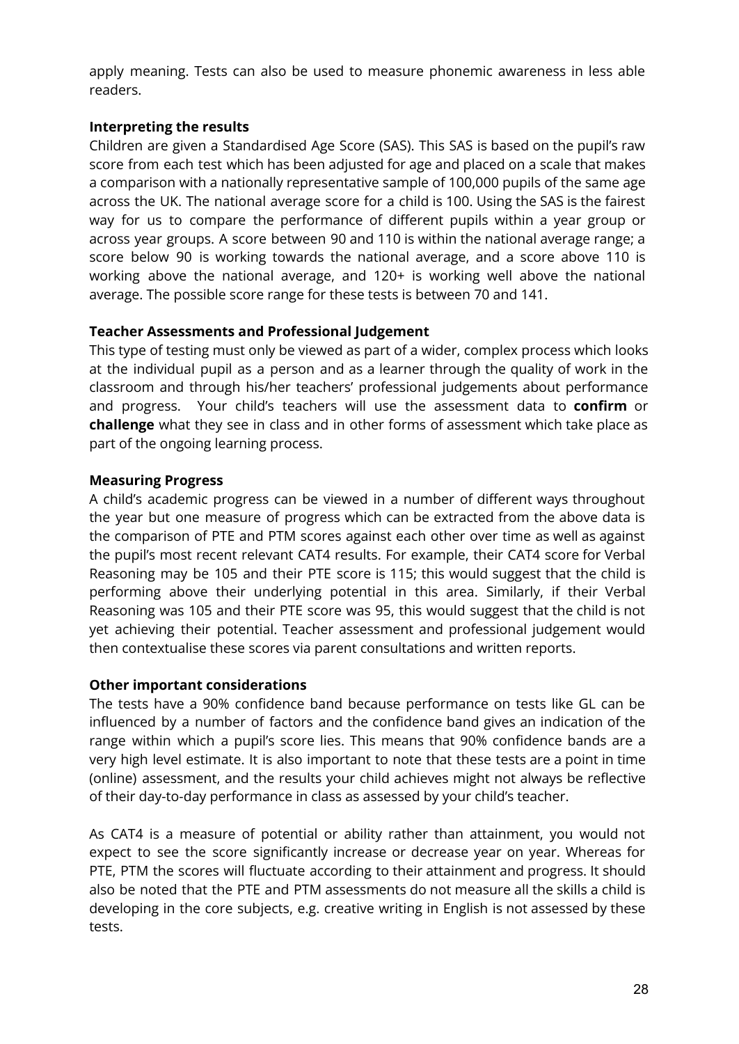apply meaning. Tests can also be used to measure phonemic awareness in less able readers.

**Interpreting the results**

Children are given a Standardised Age Score (SAS). This SAS is based on the pupil's raw score from each test which has been adjusted for age and placed on a scale that makes a comparison with a nationally representative sample of 100,000 pupils of the same age across the UK. The national average score for a child is 100. Using the SAS is the fairest way for us to compare the performance of different pupils within a year group or across year groups. A score between 90 and 110 is within the national average range; a score below 90 is working towards the national average, and a score above 110 is working above the national average, and 120+ is working well above the national average. The possible score range for these tests is between 70 and 141.

**Teacher Assessments and Professional Judgement**

This type of testing must only be viewed as part of a wider, complex process which looks at the individual pupil as a person and as a learner through the quality of work in the classroom and through his/her teachers' professional judgements about performance and progress. Your child's teachers will use the assessment data to **confirm** or **challenge** what they see in class and in other forms of assessment which take place as part of the ongoing learning process.

**Measuring Progress**

A child's academic progress can be viewed in a number of different ways throughout the year but one measure of progress which can be extracted from the above data is the comparison of PTE and PTM scores against each other over time as well as against the pupil's most recent relevant CAT4 results. For example, their CAT4 score for Verbal Reasoning may be 105 and their PTE score is 115; this would suggest that the child is performing above their underlying potential in this area. Similarly, if their Verbal Reasoning was 105 and their PTE score was 95, this would suggest that the child is not yet achieving their potential. Teacher assessment and professional judgement would then contextualise these scores via parent consultations and written reports.

**Other important considerations**

The tests have a 90% confidence band because performance on tests like GL can be influenced by a number of factors and the confidence band gives an indication of the range within which a pupil's score lies. This means that 90% confidence bands are a very high level estimate. It is also important to note that these tests are a point in time (online) assessment, and the results your child achieves might not always be reflective of their day-to-day performance in class as assessed by your child's teacher.

As CAT4 is a measure of potential or ability rather than attainment, you would not expect to see the score significantly increase or decrease year on year. Whereas for PTE, PTM the scores will fluctuate according to their attainment and progress. It should also be noted that the PTE and PTM assessments do not measure all the skills a child is developing in the core subjects, e.g. creative writing in English is not assessed by these tests.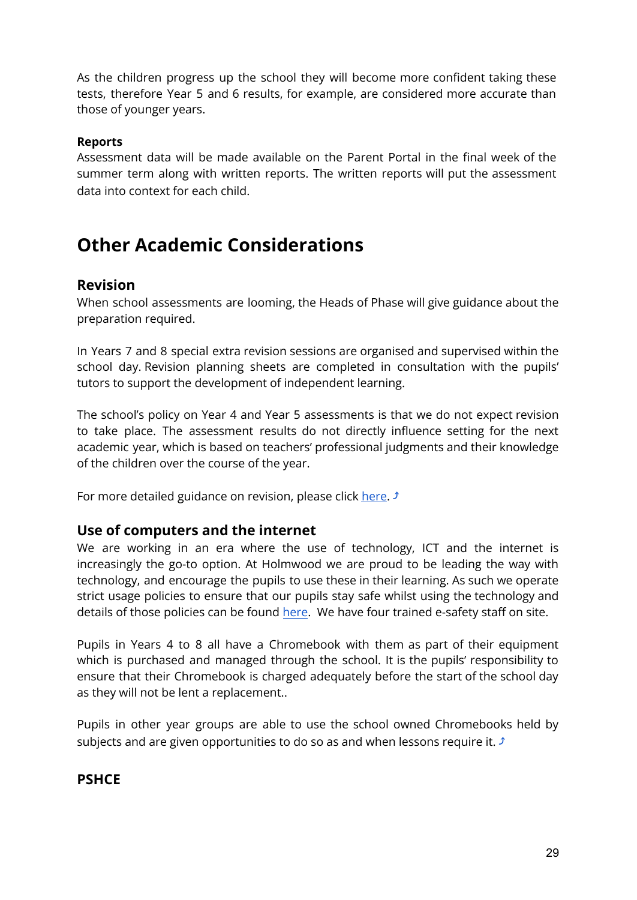As the children progress up the school they will become more confident taking these tests, therefore Year 5 and 6 results, for example, are considered more accurate than those of younger years.

**Reports**

Assessment data will be made available on the Parent Portal in the final week of the summer term along with written reports. The written reports will put the assessment data into context for each child.

# Other Academic Considerations

## Revision

When school assessments are looming, the Heads of Phase will give guidance about the preparation required.

In Years 7 and 8 special extra revision sessions are organised and supervised within the school day. Revision planning sheets are completed in consultation with the pupils' tutors to support the development of independent learning.

The school's policy on Year 4 and Year 5 assessments is that we do not expect revision to take place. The assessment results do not directly influence setting for the next academic year, which is based on teachers' professional judgments and their knowledge of the children over the course of the year.

For more detailed guidance on revision, please click here. ⤴

## Use of computers and the internet

We are working in an era where the use of technology, ICT and the internet is increasingly the go-to option. At Holmwood we are proud to be leading the way with technology, and encourage the pupils to use these in their learning. As such we operate strict usage policies to ensure that our pupils stay safe whilst using the technology and details of those policies can be found here. We have four trained e-safety staff on site.

Pupils in Years 4 to 8 all have a Chromebook with them as part of their equipment which is purchased and managed through the school. It is the pupils' responsibility to ensure that their Chromebook is charged adequately before the start of the school day as they will not be lent a replacement..

Pupils in other year groups are able to use the school owned Chromebooks held by subjects and are given opportunities to do so as and when lessons require it. ⤴

## PSHCE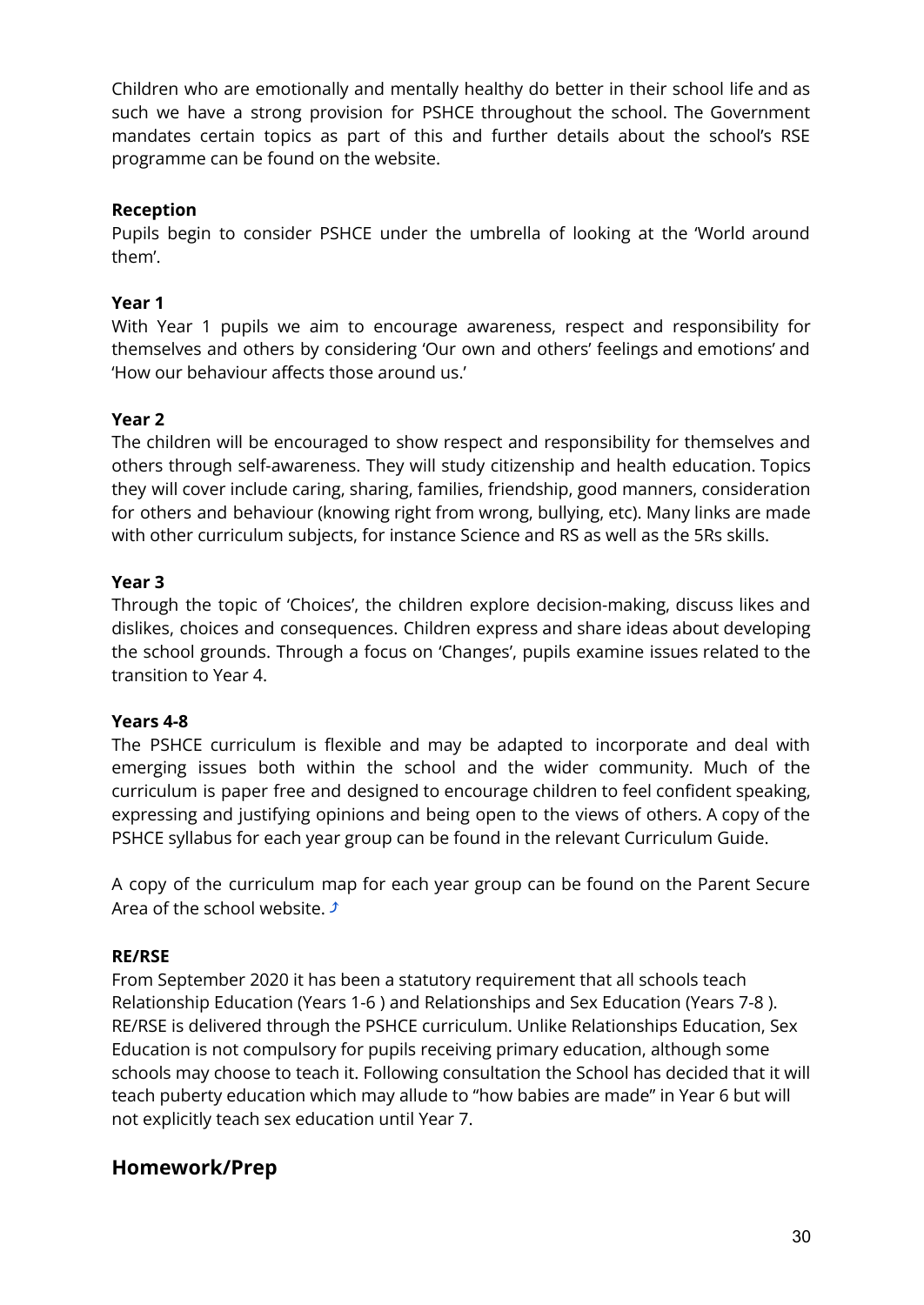Children who are emotionally and mentally healthy do better in their school life and as such we have a strong provision for PSHCE throughout the school. The Government mandates certain topics as part of this and further details about the school's RSE programme can be found on the website.

**Reception**

Pupils begin to consider PSHCE under the umbrella of looking at the 'World around them'.

**Year 1**

With Year 1 pupils we aim to encourage awareness, respect and responsibility for themselves and others by considering 'Our own and others' feelings and emotions' and 'How our behaviour affects those around us.'

**Year 2**

The children will be encouraged to show respect and responsibility for themselves and others through self-awareness. They will study citizenship and health education. Topics they will cover include caring, sharing, families, friendship, good manners, consideration for others and behaviour (knowing right from wrong, bullying, etc). Many links are made with other curriculum subjects, for instance Science and RS as well as the 5Rs skills.

**Year 3**

Through the topic of 'Choices', the children explore decision-making, discuss likes and dislikes, choices and consequences. Children express and share ideas about developing the school grounds. Through a focus on 'Changes', pupils examine issues related to the transition to Year 4.

**Years 4-8**

The PSHCE curriculum is flexible and may be adapted to incorporate and deal with emerging issues both within the school and the wider community. Much of the curriculum is paper free and designed to encourage children to feel confident speaking, expressing and justifying opinions and being open to the views of others. A copy of the PSHCE syllabus for each year group can be found in the relevant Curriculum Guide.

A copy of the curriculum map for each year group can be found on the Parent Secure Area of the school website. ⤴

**RE/RSE**

From September 2020 it has been a statutory requirement that all schools teach Relationship Education (Years 1-6 ) and Relationships and Sex Education (Years 7-8 ). RE/RSE is delivered through the PSHCE curriculum. Unlike Relationships Education, Sex Education is not compulsory for pupils receiving primary education, although some schools may choose to teach it. Following consultation the School has decided that it will teach puberty education which may allude to "how babies are made" in Year 6 but will not explicitly teach sex education until Year 7.

## Homework/Prep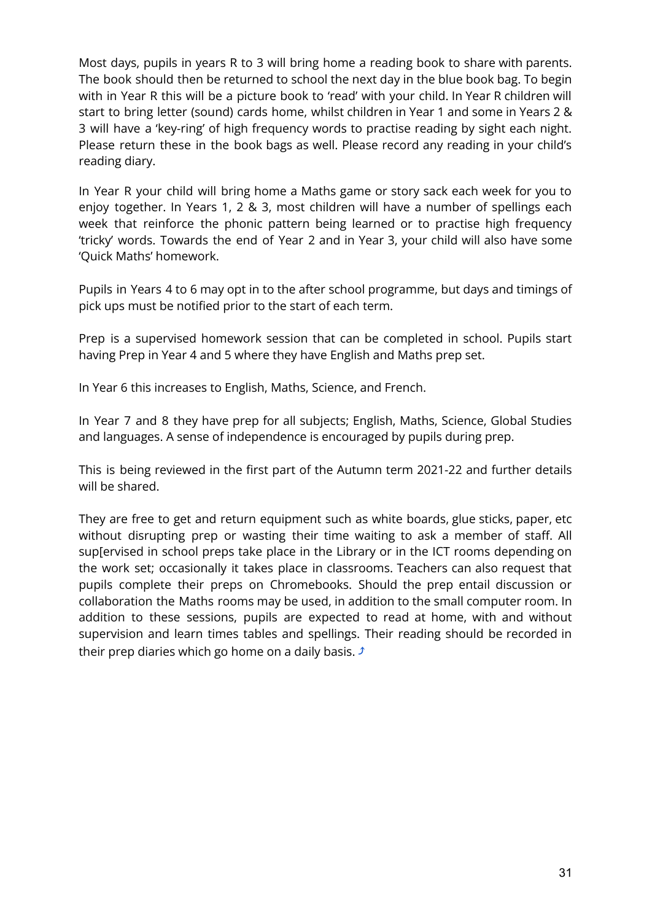Most days, pupils in years R to 3 will bring home a reading book to share with parents. The book should then be returned to school the next day in the blue book bag. To begin with in Year R this will be a picture book to 'read' with your child. In Year R children will start to bring letter (sound) cards home, whilst children in Year 1 and some in Years 2 & 3 will have a 'key-ring' of high frequency words to practise reading by sight each night. Please return these in the book bags as well. Please record any reading in your child's reading diary.

In Year R your child will bring home a Maths game or story sack each week for you to enjoy together. In Years 1, 2 & 3, most children will have a number of spellings each week that reinforce the phonic pattern being learned or to practise high frequency 'tricky' words. Towards the end of Year 2 and in Year 3, your child will also have some 'Quick Maths' homework.

Pupils in Years 4 to 6 may opt in to the after school programme, but days and timings of pick ups must be notified prior to the start of each term.

Prep is a supervised homework session that can be completed in school. Pupils start having Prep in Year 4 and 5 where they have English and Maths prep set.

In Year 6 this increases to English, Maths, Science, and French.

In Year 7 and 8 they have prep for all subjects; English, Maths, Science, Global Studies and languages. A sense of independence is encouraged by pupils during prep.

This is being reviewed in the first part of the Autumn term 2021-22 and further details will be shared.

They are free to get and return equipment such as white boards, glue sticks, paper, etc without disrupting prep or wasting their time waiting to ask a member of staff. All sup[ervised in school preps take place in the Library or in the ICT rooms depending on the work set; occasionally it takes place in classrooms. Teachers can also request that pupils complete their preps on Chromebooks. Should the prep entail discussion or collaboration the Maths rooms may be used, in addition to the small computer room. In addition to these sessions, pupils are expected to read at home, with and without supervision and learn times tables and spellings. Their reading should be recorded in their prep diaries which go home on a daily basis. ⤴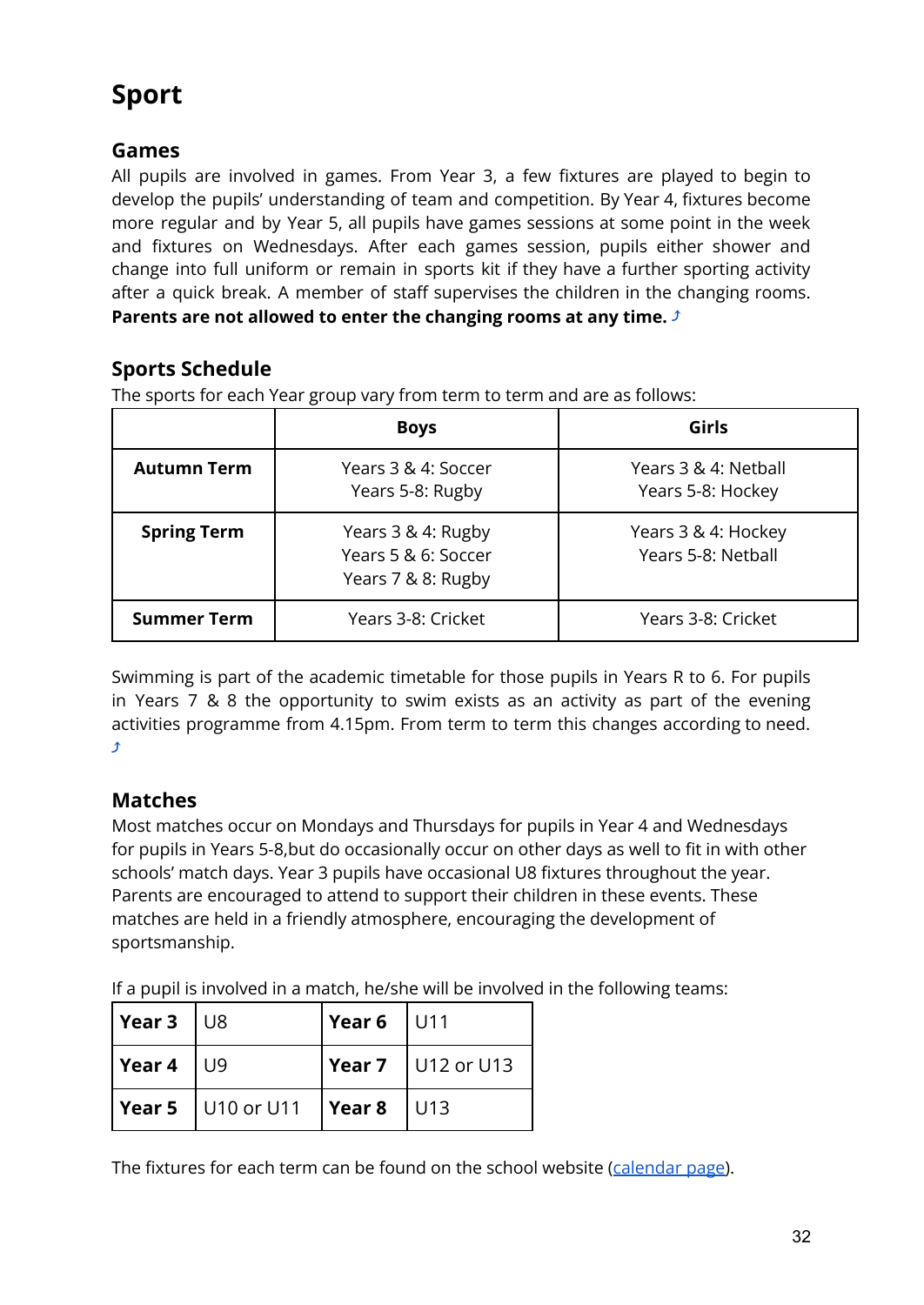# Sport

## Games

All pupils are involved in games. From Year 3, a few fixtures are played to begin to develop the pupils' understanding of team and competition. By Year 4, fixtures become more regular and by Year 5, all pupils have games sessions at some point in the week and fixtures on Wednesdays. After each games session, pupils either shower and change into full uniform or remain in sports kit if they have a further sporting activity after a quick break. A member of staff supervises the children in the changing rooms. **Parents are not allowed to enter the changing rooms at any time.** ⤴

## Sports Schedule

The sports for each Year group vary from term to term and are as follows:

| | Boys | Girls |
|---|---|---|
| **Autumn Term** | Years 3 & 4: Soccer<br>Years 5-8: Rugby | Years 3 & 4: Netball<br>Years 5-8: Hockey |
| **Spring Term** | Years 3 & 4: Rugby<br>Years 5 & 6: Soccer<br>Years 7 & 8: Rugby | Years 3 & 4: Hockey<br>Years 5-8: Netball |
| **Summer Term** | Years 3-8: Cricket | Years 3-8: Cricket |

Swimming is part of the academic timetable for those pupils in Years R to 6. For pupils in Years 7 & 8 the opportunity to swim exists as an activity as part of the evening activities programme from 4.15pm. From term to term this changes according to need. ⤴

## Matches

Most matches occur on Mondays and Thursdays for pupils in Year 4 and Wednesdays for pupils in Years 5-8,but do occasionally occur on other days as well to fit in with other schools' match days. Year 3 pupils have occasional U8 fixtures throughout the year. Parents are encouraged to attend to support their children in these events. These matches are held in a friendly atmosphere, encouraging the development of sportsmanship.

If a pupil is involved in a match, he/she will be involved in the following teams:

| | | | |
|---|---|---|---|
| **Year 3** | U8 | **Year 6** | U11 |
| **Year 4** | U9 | **Year 7** | U12 or U13 |
| **Year 5** | U10 or U11 | **Year 8** | U13 |

The fixtures for each term can be found on the school website (calendar page).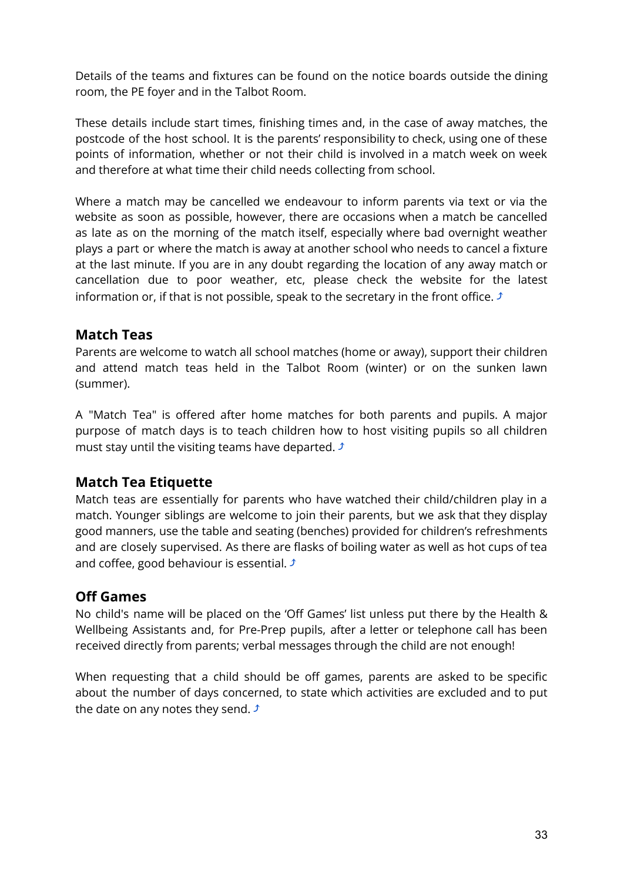Details of the teams and fixtures can be found on the notice boards outside the dining room, the PE foyer and in the Talbot Room.

These details include start times, finishing times and, in the case of away matches, the postcode of the host school. It is the parents' responsibility to check, using one of these points of information, whether or not their child is involved in a match week on week and therefore at what time their child needs collecting from school.

Where a match may be cancelled we endeavour to inform parents via text or via the website as soon as possible, however, there are occasions when a match be cancelled as late as on the morning of the match itself, especially where bad overnight weather plays a part or where the match is away at another school who needs to cancel a fixture at the last minute. If you are in any doubt regarding the location of any away match or cancellation due to poor weather, etc, please check the website for the latest information or, if that is not possible, speak to the secretary in the front office. ⤴

### Match Teas

Parents are welcome to watch all school matches (home or away), support their children and attend match teas held in the Talbot Room (winter) or on the sunken lawn (summer).

A "Match Tea" is offered after home matches for both parents and pupils. A major purpose of match days is to teach children how to host visiting pupils so all children must stay until the visiting teams have departed. ⤴

### Match Tea Etiquette

Match teas are essentially for parents who have watched their child/children play in a match. Younger siblings are welcome to join their parents, but we ask that they display good manners, use the table and seating (benches) provided for children's refreshments and are closely supervised. As there are flasks of boiling water as well as hot cups of tea and coffee, good behaviour is essential. ⤴

### Off Games

No child's name will be placed on the 'Off Games' list unless put there by the Health & Wellbeing Assistants and, for Pre-Prep pupils, after a letter or telephone call has been received directly from parents; verbal messages through the child are not enough!

When requesting that a child should be off games, parents are asked to be specific about the number of days concerned, to state which activities are excluded and to put the date on any notes they send. ⤴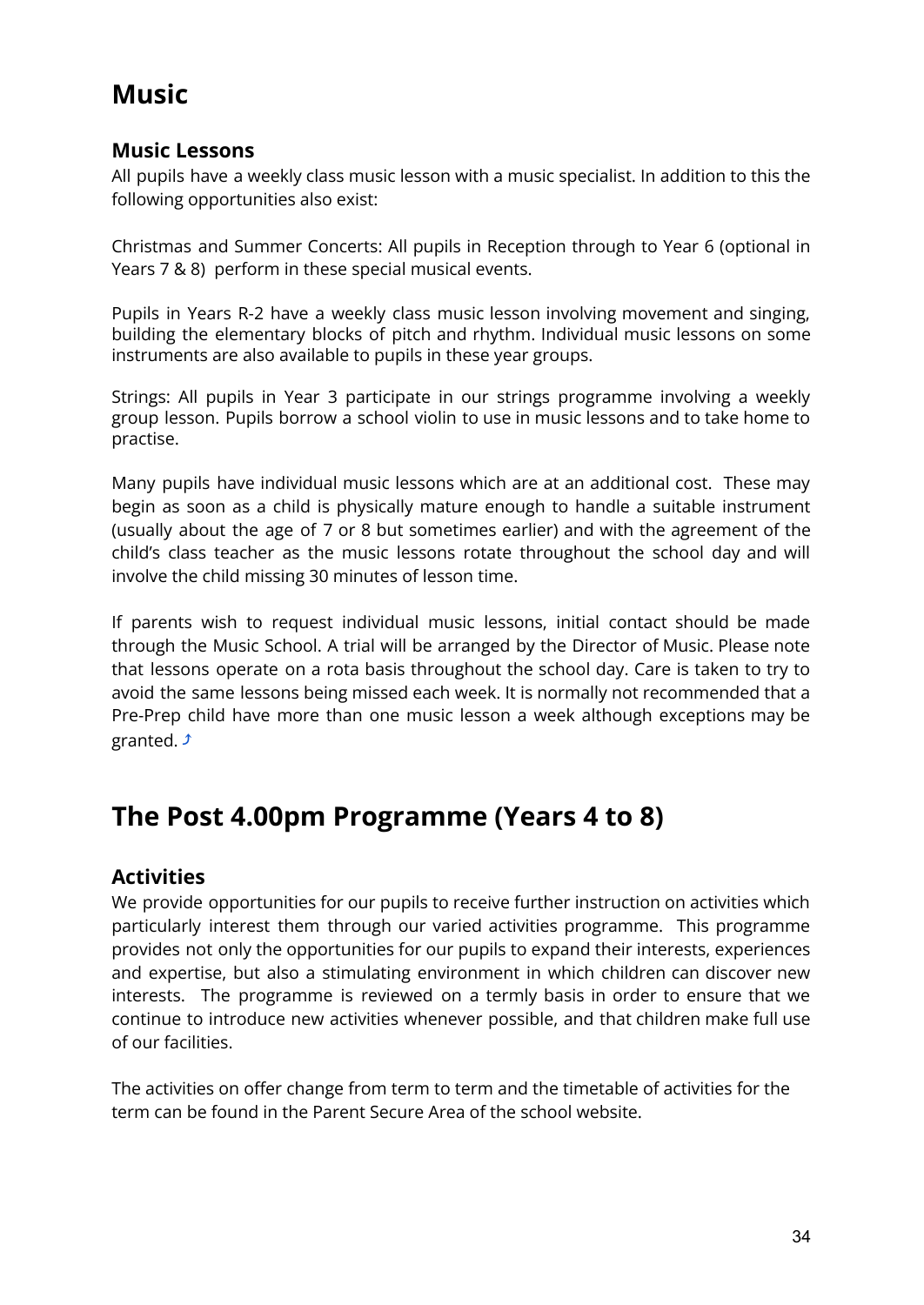# Music

### Music Lessons

All pupils have a weekly class music lesson with a music specialist. In addition to this the following opportunities also exist:

Christmas and Summer Concerts: All pupils in Reception through to Year 6 (optional in Years 7 & 8) perform in these special musical events.

Pupils in Years R-2 have a weekly class music lesson involving movement and singing, building the elementary blocks of pitch and rhythm. Individual music lessons on some instruments are also available to pupils in these year groups.

Strings: All pupils in Year 3 participate in our strings programme involving a weekly group lesson. Pupils borrow a school violin to use in music lessons and to take home to practise.

Many pupils have individual music lessons which are at an additional cost. These may begin as soon as a child is physically mature enough to handle a suitable instrument (usually about the age of 7 or 8 but sometimes earlier) and with the agreement of the child's class teacher as the music lessons rotate throughout the school day and will involve the child missing 30 minutes of lesson time.

If parents wish to request individual music lessons, initial contact should be made through the Music School. A trial will be arranged by the Director of Music. Please note that lessons operate on a rota basis throughout the school day. Care is taken to try to avoid the same lessons being missed each week. It is normally not recommended that a Pre-Prep child have more than one music lesson a week although exceptions may be granted. ⤴

# The Post 4.00pm Programme (Years 4 to 8)

### Activities

We provide opportunities for our pupils to receive further instruction on activities which particularly interest them through our varied activities programme. This programme provides not only the opportunities for our pupils to expand their interests, experiences and expertise, but also a stimulating environment in which children can discover new interests. The programme is reviewed on a termly basis in order to ensure that we continue to introduce new activities whenever possible, and that children make full use of our facilities.

The activities on offer change from term to term and the timetable of activities for the term can be found in the Parent Secure Area of the school website.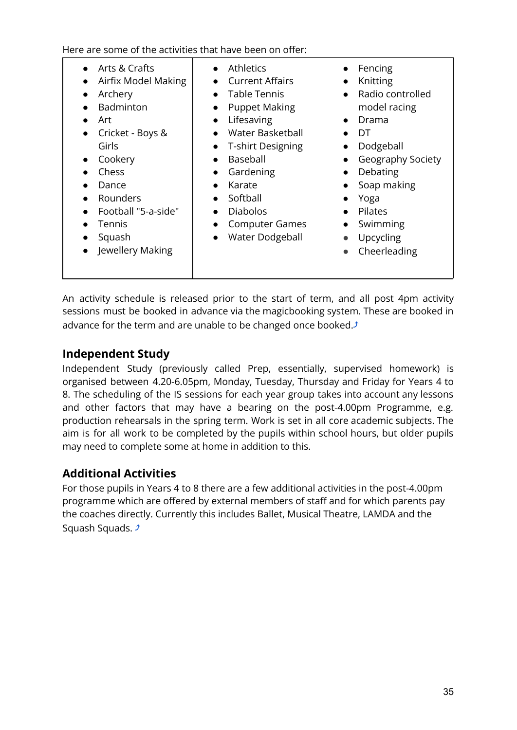Here are some of the activities that have been on offer:

| | | |
|---|---|---|
| <ul><li>Arts & Crafts</li><li>Airfix Model Making</li><li>Archery</li><li>Badminton</li><li>Art</li><li>Cricket - Boys & Girls</li><li>Cookery</li><li>Chess</li><li>Dance</li><li>Rounders</li><li>Football "5-a-side"</li><li>Tennis</li><li>Squash</li><li>Jewellery Making</li></ul> | <ul><li>Athletics</li><li>Current Affairs</li><li>Table Tennis</li><li>Puppet Making</li><li>Lifesaving</li><li>Water Basketball</li><li>T-shirt Designing</li><li>Baseball</li><li>Gardening</li><li>Karate</li><li>Softball</li><li>Diabolos</li><li>Computer Games</li><li>Water Dodgeball</li></ul> | <ul><li>Fencing</li><li>Knitting</li><li>Radio controlled model racing</li><li>Drama</li><li>DT</li><li>Dodgeball</li><li>Geography Society</li><li>Debating</li><li>Soap making</li><li>Yoga</li><li>Pilates</li><li>Swimming</li><li>Upcycling</li><li>Cheerleading</li></ul> |

An activity schedule is released prior to the start of term, and all post 4pm activity sessions must be booked in advance via the magicbooking system. These are booked in advance for the term and are unable to be changed once booked.⤴

## Independent Study

Independent Study (previously called Prep, essentially, supervised homework) is organised between 4.20-6.05pm, Monday, Tuesday, Thursday and Friday for Years 4 to 8. The scheduling of the IS sessions for each year group takes into account any lessons and other factors that may have a bearing on the post-4.00pm Programme, e.g. production rehearsals in the spring term. Work is set in all core academic subjects. The aim is for all work to be completed by the pupils within school hours, but older pupils may need to complete some at home in addition to this.

## Additional Activities

For those pupils in Years 4 to 8 there are a few additional activities in the post-4.00pm programme which are offered by external members of staff and for which parents pay the coaches directly. Currently this includes Ballet, Musical Theatre, LAMDA and the Squash Squads. ⤴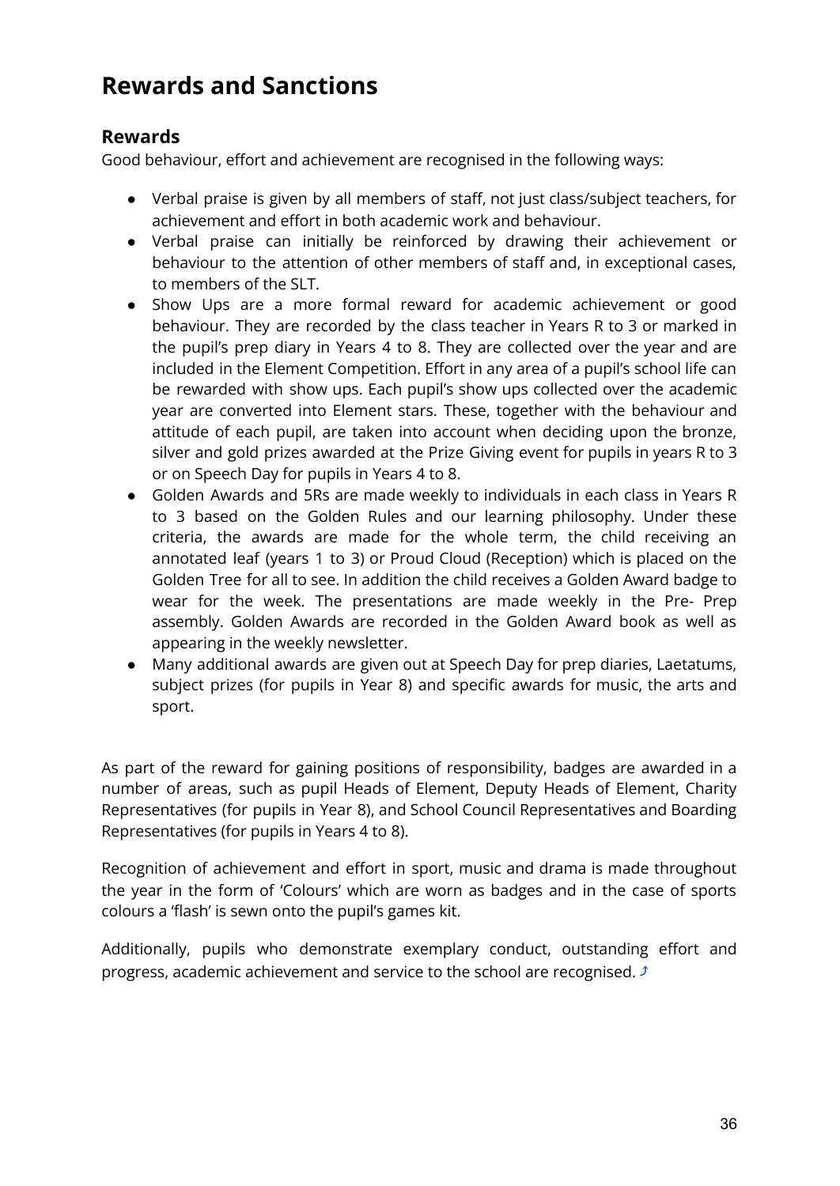# Rewards and Sanctions

## Rewards

Good behaviour, effort and achievement are recognised in the following ways:

- Verbal praise is given by all members of staff, not just class/subject teachers, for achievement and effort in both academic work and behaviour.
- Verbal praise can initially be reinforced by drawing their achievement or behaviour to the attention of other members of staff and, in exceptional cases, to members of the SLT.
- Show Ups are a more formal reward for academic achievement or good behaviour. They are recorded by the class teacher in Years R to 3 or marked in the pupil's prep diary in Years 4 to 8. They are collected over the year and are included in the Element Competition. Effort in any area of a pupil's school life can be rewarded with show ups. Each pupil's show ups collected over the academic year are converted into Element stars. These, together with the behaviour and attitude of each pupil, are taken into account when deciding upon the bronze, silver and gold prizes awarded at the Prize Giving event for pupils in years R to 3 or on Speech Day for pupils in Years 4 to 8.
- Golden Awards and 5Rs are made weekly to individuals in each class in Years R to 3 based on the Golden Rules and our learning philosophy. Under these criteria, the awards are made for the whole term, the child receiving an annotated leaf (years 1 to 3) or Proud Cloud (Reception) which is placed on the Golden Tree for all to see. In addition the child receives a Golden Award badge to wear for the week. The presentations are made weekly in the Pre- Prep assembly. Golden Awards are recorded in the Golden Award book as well as appearing in the weekly newsletter.
- Many additional awards are given out at Speech Day for prep diaries, Laetatums, subject prizes (for pupils in Year 8) and specific awards for music, the arts and sport.

As part of the reward for gaining positions of responsibility, badges are awarded in a number of areas, such as pupil Heads of Element, Deputy Heads of Element, Charity Representatives (for pupils in Year 8), and School Council Representatives and Boarding Representatives (for pupils in Years 4 to 8).

Recognition of achievement and effort in sport, music and drama is made throughout the year in the form of 'Colours' which are worn as badges and in the case of sports colours a 'flash' is sewn onto the pupil's games kit.

Additionally, pupils who demonstrate exemplary conduct, outstanding effort and progress, academic achievement and service to the school are recognised. ⤴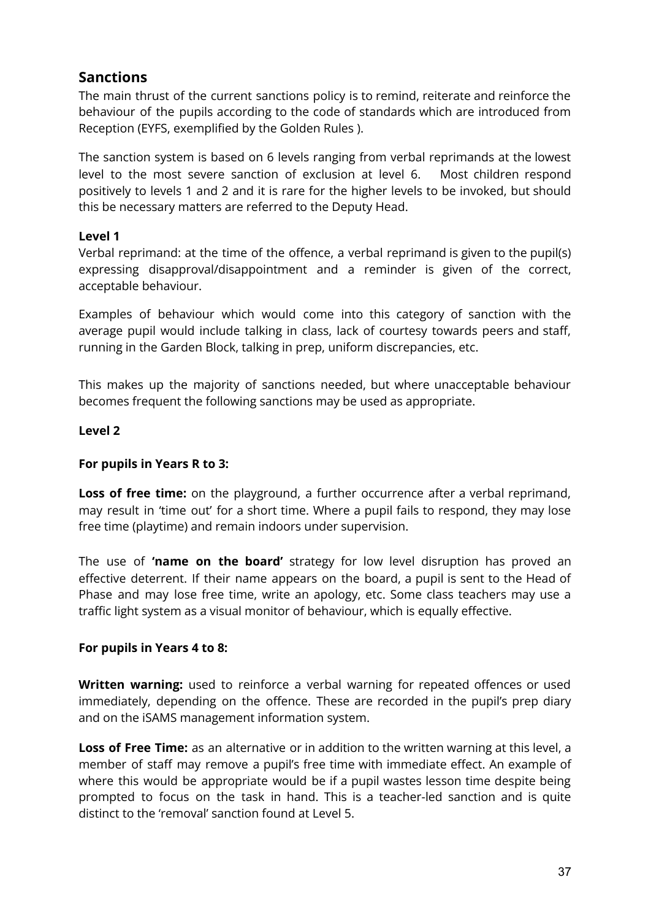## Sanctions

The main thrust of the current sanctions policy is to remind, reiterate and reinforce the behaviour of the pupils according to the code of standards which are introduced from Reception (EYFS, exemplified by the Golden Rules ).

The sanction system is based on 6 levels ranging from verbal reprimands at the lowest level to the most severe sanction of exclusion at level 6. Most children respond positively to levels 1 and 2 and it is rare for the higher levels to be invoked, but should this be necessary matters are referred to the Deputy Head.

**Level 1**

Verbal reprimand: at the time of the offence, a verbal reprimand is given to the pupil(s) expressing disapproval/disappointment and a reminder is given of the correct, acceptable behaviour.

Examples of behaviour which would come into this category of sanction with the average pupil would include talking in class, lack of courtesy towards peers and staff, running in the Garden Block, talking in prep, uniform discrepancies, etc.

This makes up the majority of sanctions needed, but where unacceptable behaviour becomes frequent the following sanctions may be used as appropriate.

**Level 2**

**For pupils in Years R to 3:**

**Loss of free time:** on the playground, a further occurrence after a verbal reprimand, may result in 'time out' for a short time. Where a pupil fails to respond, they may lose free time (playtime) and remain indoors under supervision.

The use of **'name on the board'** strategy for low level disruption has proved an effective deterrent. If their name appears on the board, a pupil is sent to the Head of Phase and may lose free time, write an apology, etc. Some class teachers may use a traffic light system as a visual monitor of behaviour, which is equally effective.

**For pupils in Years 4 to 8:**

**Written warning:** used to reinforce a verbal warning for repeated offences or used immediately, depending on the offence. These are recorded in the pupil's prep diary and on the iSAMS management information system.

**Loss of Free Time:** as an alternative or in addition to the written warning at this level, a member of staff may remove a pupil's free time with immediate effect. An example of where this would be appropriate would be if a pupil wastes lesson time despite being prompted to focus on the task in hand. This is a teacher-led sanction and is quite distinct to the 'removal' sanction found at Level 5.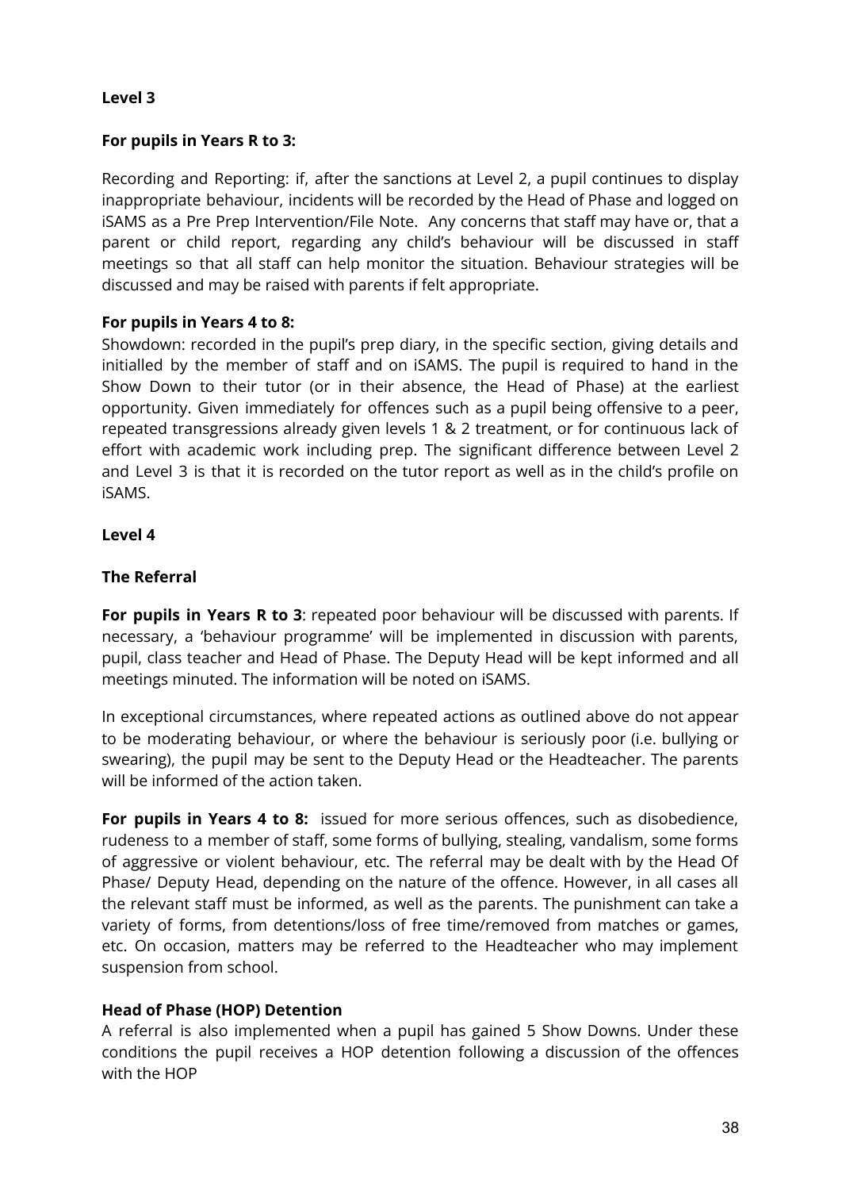**Level 3**

**For pupils in Years R to 3:**

Recording and Reporting: if, after the sanctions at Level 2, a pupil continues to display inappropriate behaviour, incidents will be recorded by the Head of Phase and logged on iSAMS as a Pre Prep Intervention/File Note. Any concerns that staff may have or, that a parent or child report, regarding any child's behaviour will be discussed in staff meetings so that all staff can help monitor the situation. Behaviour strategies will be discussed and may be raised with parents if felt appropriate.

**For pupils in Years 4 to 8:**

Showdown: recorded in the pupil's prep diary, in the specific section, giving details and initialled by the member of staff and on iSAMS. The pupil is required to hand in the Show Down to their tutor (or in their absence, the Head of Phase) at the earliest opportunity. Given immediately for offences such as a pupil being offensive to a peer, repeated transgressions already given levels 1 & 2 treatment, or for continuous lack of effort with academic work including prep. The significant difference between Level 2 and Level 3 is that it is recorded on the tutor report as well as in the child's profile on iSAMS.

**Level 4**

**The Referral**

**For pupils in Years R to 3**: repeated poor behaviour will be discussed with parents. If necessary, a 'behaviour programme' will be implemented in discussion with parents, pupil, class teacher and Head of Phase. The Deputy Head will be kept informed and all meetings minuted. The information will be noted on iSAMS.

In exceptional circumstances, where repeated actions as outlined above do not appear to be moderating behaviour, or where the behaviour is seriously poor (i.e. bullying or swearing), the pupil may be sent to the Deputy Head or the Headteacher. The parents will be informed of the action taken.

**For pupils in Years 4 to 8:** issued for more serious offences, such as disobedience, rudeness to a member of staff, some forms of bullying, stealing, vandalism, some forms of aggressive or violent behaviour, etc. The referral may be dealt with by the Head Of Phase/ Deputy Head, depending on the nature of the offence. However, in all cases all the relevant staff must be informed, as well as the parents. The punishment can take a variety of forms, from detentions/loss of free time/removed from matches or games, etc. On occasion, matters may be referred to the Headteacher who may implement suspension from school.

**Head of Phase (HOP) Detention**

A referral is also implemented when a pupil has gained 5 Show Downs. Under these conditions the pupil receives a HOP detention following a discussion of the offences with the HOP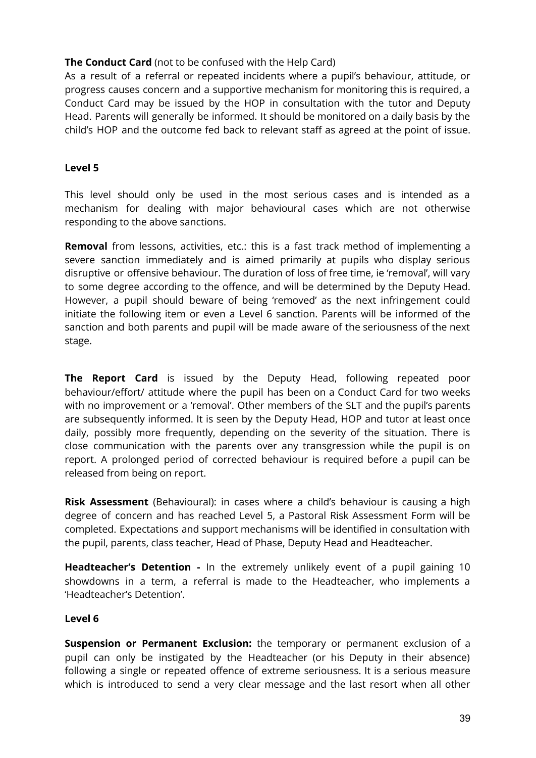**The Conduct Card** (not to be confused with the Help Card)
As a result of a referral or repeated incidents where a pupil's behaviour, attitude, or progress causes concern and a supportive mechanism for monitoring this is required, a Conduct Card may be issued by the HOP in consultation with the tutor and Deputy Head. Parents will generally be informed. It should be monitored on a daily basis by the child's HOP and the outcome fed back to relevant staff as agreed at the point of issue.

**Level 5**

This level should only be used in the most serious cases and is intended as a mechanism for dealing with major behavioural cases which are not otherwise responding to the above sanctions.

**Removal** from lessons, activities, etc.: this is a fast track method of implementing a severe sanction immediately and is aimed primarily at pupils who display serious disruptive or offensive behaviour. The duration of loss of free time, ie 'removal', will vary to some degree according to the offence, and will be determined by the Deputy Head. However, a pupil should beware of being 'removed' as the next infringement could initiate the following item or even a Level 6 sanction. Parents will be informed of the sanction and both parents and pupil will be made aware of the seriousness of the next stage.

**The Report Card** is issued by the Deputy Head, following repeated poor behaviour/effort/ attitude where the pupil has been on a Conduct Card for two weeks with no improvement or a 'removal'. Other members of the SLT and the pupil's parents are subsequently informed. It is seen by the Deputy Head, HOP and tutor at least once daily, possibly more frequently, depending on the severity of the situation. There is close communication with the parents over any transgression while the pupil is on report. A prolonged period of corrected behaviour is required before a pupil can be released from being on report.

**Risk Assessment** (Behavioural): in cases where a child's behaviour is causing a high degree of concern and has reached Level 5, a Pastoral Risk Assessment Form will be completed. Expectations and support mechanisms will be identified in consultation with the pupil, parents, class teacher, Head of Phase, Deputy Head and Headteacher.

**Headteacher's Detention -** In the extremely unlikely event of a pupil gaining 10 showdowns in a term, a referral is made to the Headteacher, who implements a 'Headteacher's Detention'.

**Level 6**

**Suspension or Permanent Exclusion:** the temporary or permanent exclusion of a pupil can only be instigated by the Headteacher (or his Deputy in their absence) following a single or repeated offence of extreme seriousness. It is a serious measure which is introduced to send a very clear message and the last resort when all other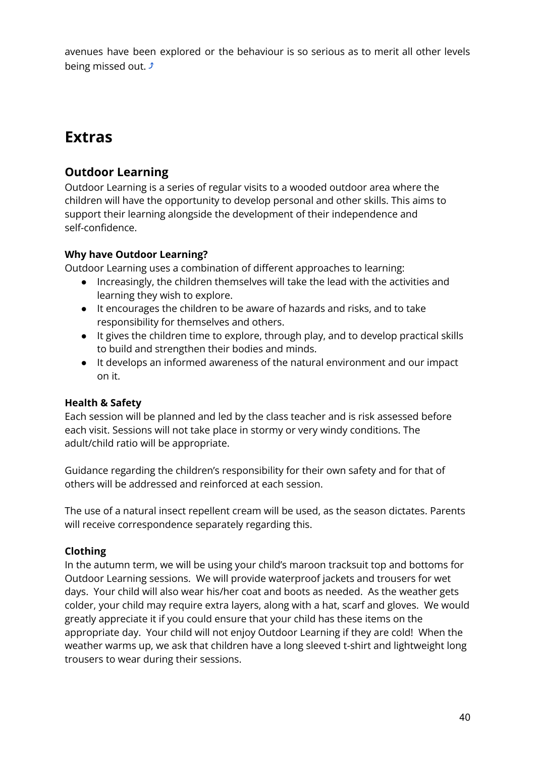avenues have been explored or the behaviour is so serious as to merit all other levels being missed out. ⤴

# Extras

## Outdoor Learning

Outdoor Learning is a series of regular visits to a wooded outdoor area where the children will have the opportunity to develop personal and other skills. This aims to support their learning alongside the development of their independence and self-confidence.

**Why have Outdoor Learning?**

Outdoor Learning uses a combination of different approaches to learning:

- Increasingly, the children themselves will take the lead with the activities and learning they wish to explore.
- It encourages the children to be aware of hazards and risks, and to take responsibility for themselves and others.
- It gives the children time to explore, through play, and to develop practical skills to build and strengthen their bodies and minds.
- It develops an informed awareness of the natural environment and our impact on it.

**Health & Safety**

Each session will be planned and led by the class teacher and is risk assessed before each visit. Sessions will not take place in stormy or very windy conditions. The adult/child ratio will be appropriate.

Guidance regarding the children's responsibility for their own safety and for that of others will be addressed and reinforced at each session.

The use of a natural insect repellent cream will be used, as the season dictates. Parents will receive correspondence separately regarding this.

**Clothing**

In the autumn term, we will be using your child's maroon tracksuit top and bottoms for Outdoor Learning sessions. We will provide waterproof jackets and trousers for wet days. Your child will also wear his/her coat and boots as needed. As the weather gets colder, your child may require extra layers, along with a hat, scarf and gloves. We would greatly appreciate it if you could ensure that your child has these items on the appropriate day. Your child will not enjoy Outdoor Learning if they are cold! When the weather warms up, we ask that children have a long sleeved t-shirt and lightweight long trousers to wear during their sessions.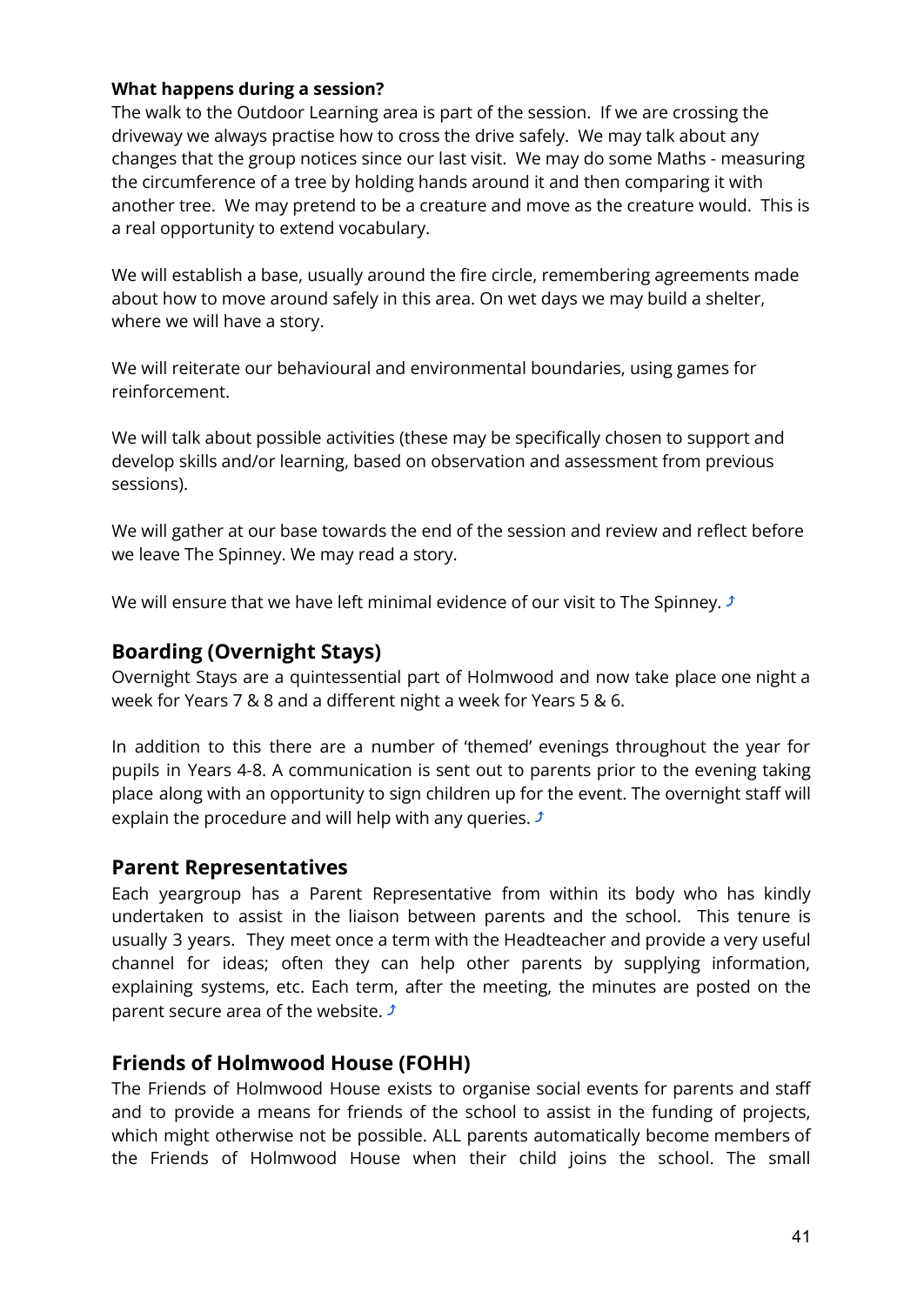**What happens during a session?**

The walk to the Outdoor Learning area is part of the session. If we are crossing the driveway we always practise how to cross the drive safely. We may talk about any changes that the group notices since our last visit. We may do some Maths - measuring the circumference of a tree by holding hands around it and then comparing it with another tree. We may pretend to be a creature and move as the creature would. This is a real opportunity to extend vocabulary.

We will establish a base, usually around the fire circle, remembering agreements made about how to move around safely in this area. On wet days we may build a shelter, where we will have a story.

We will reiterate our behavioural and environmental boundaries, using games for reinforcement.

We will talk about possible activities (these may be specifically chosen to support and develop skills and/or learning, based on observation and assessment from previous sessions).

We will gather at our base towards the end of the session and review and reflect before we leave The Spinney. We may read a story.

We will ensure that we have left minimal evidence of our visit to The Spinney. ⤴

## Boarding (Overnight Stays)

Overnight Stays are a quintessential part of Holmwood and now take place one night a week for Years 7 & 8 and a different night a week for Years 5 & 6.

In addition to this there are a number of 'themed' evenings throughout the year for pupils in Years 4-8. A communication is sent out to parents prior to the evening taking place along with an opportunity to sign children up for the event. The overnight staff will explain the procedure and will help with any queries. ⤴

## Parent Representatives

Each yeargroup has a Parent Representative from within its body who has kindly undertaken to assist in the liaison between parents and the school. This tenure is usually 3 years. They meet once a term with the Headteacher and provide a very useful channel for ideas; often they can help other parents by supplying information, explaining systems, etc. Each term, after the meeting, the minutes are posted on the parent secure area of the website. ⤴

## Friends of Holmwood House (FOHH)

The Friends of Holmwood House exists to organise social events for parents and staff and to provide a means for friends of the school to assist in the funding of projects, which might otherwise not be possible. ALL parents automatically become members of the Friends of Holmwood House when their child joins the school. The small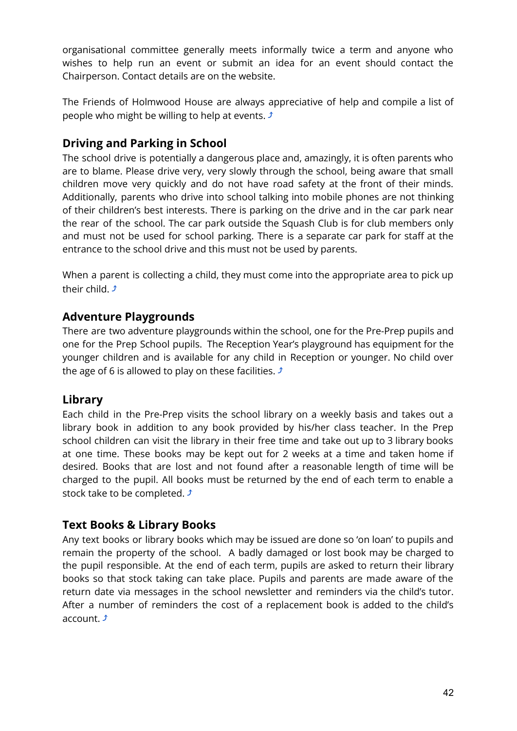organisational committee generally meets informally twice a term and anyone who wishes to help run an event or submit an idea for an event should contact the Chairperson. Contact details are on the website.

The Friends of Holmwood House are always appreciative of help and compile a list of people who might be willing to help at events. ⤴

## Driving and Parking in School

The school drive is potentially a dangerous place and, amazingly, it is often parents who are to blame. Please drive very, very slowly through the school, being aware that small children move very quickly and do not have road safety at the front of their minds. Additionally, parents who drive into school talking into mobile phones are not thinking of their children's best interests. There is parking on the drive and in the car park near the rear of the school. The car park outside the Squash Club is for club members only and must not be used for school parking. There is a separate car park for staff at the entrance to the school drive and this must not be used by parents.

When a parent is collecting a child, they must come into the appropriate area to pick up their child. ⤴

## Adventure Playgrounds

There are two adventure playgrounds within the school, one for the Pre-Prep pupils and one for the Prep School pupils. The Reception Year's playground has equipment for the younger children and is available for any child in Reception or younger. No child over the age of 6 is allowed to play on these facilities. ⤴

## Library

Each child in the Pre-Prep visits the school library on a weekly basis and takes out a library book in addition to any book provided by his/her class teacher. In the Prep school children can visit the library in their free time and take out up to 3 library books at one time. These books may be kept out for 2 weeks at a time and taken home if desired. Books that are lost and not found after a reasonable length of time will be charged to the pupil. All books must be returned by the end of each term to enable a stock take to be completed. ⤴

## Text Books & Library Books

Any text books or library books which may be issued are done so 'on loan' to pupils and remain the property of the school. A badly damaged or lost book may be charged to the pupil responsible. At the end of each term, pupils are asked to return their library books so that stock taking can take place. Pupils and parents are made aware of the return date via messages in the school newsletter and reminders via the child's tutor. After a number of reminders the cost of a replacement book is added to the child's account. ⤴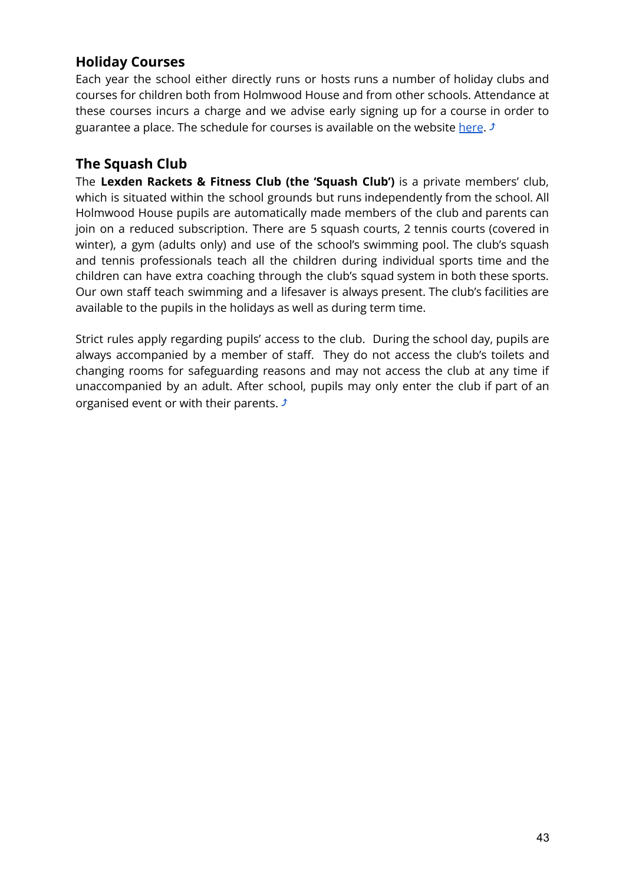## Holiday Courses

Each year the school either directly runs or hosts runs a number of holiday clubs and courses for children both from Holmwood House and from other schools. Attendance at these courses incurs a charge and we advise early signing up for a course in order to guarantee a place. The schedule for courses is available on the website here. ⤴

## The Squash Club

The **Lexden Rackets & Fitness Club (the 'Squash Club')** is a private members' club, which is situated within the school grounds but runs independently from the school. All Holmwood House pupils are automatically made members of the club and parents can join on a reduced subscription. There are 5 squash courts, 2 tennis courts (covered in winter), a gym (adults only) and use of the school's swimming pool. The club's squash and tennis professionals teach all the children during individual sports time and the children can have extra coaching through the club's squad system in both these sports. Our own staff teach swimming and a lifesaver is always present. The club's facilities are available to the pupils in the holidays as well as during term time.

Strict rules apply regarding pupils' access to the club. During the school day, pupils are always accompanied by a member of staff. They do not access the club's toilets and changing rooms for safeguarding reasons and may not access the club at any time if unaccompanied by an adult. After school, pupils may only enter the club if part of an organised event or with their parents. ⤴